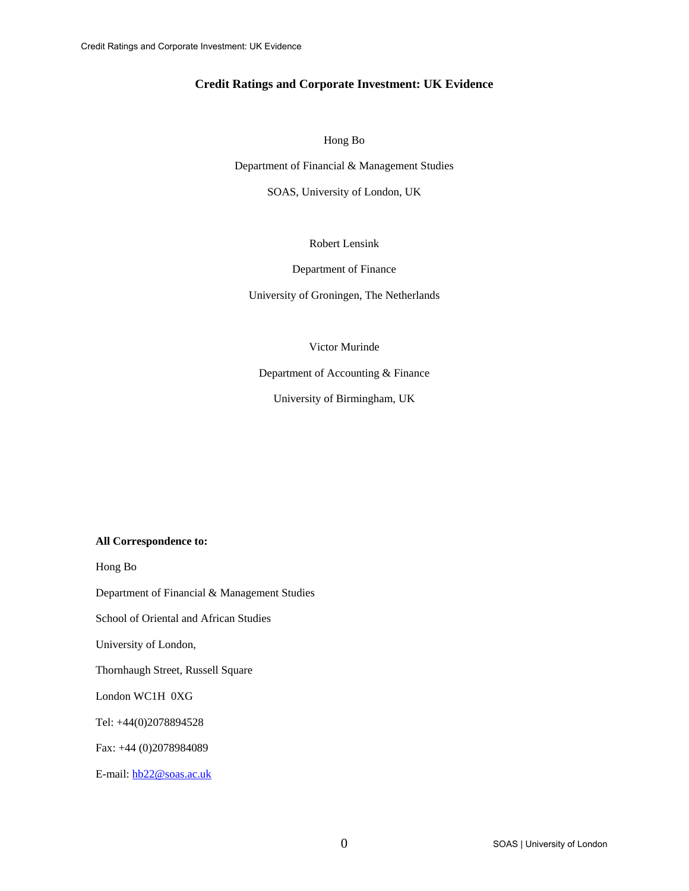# Credit Ratings and Corporate Investment: UK Evidence

Hong Bo

Department of Financial & Management Studies

SOAS, University of London, UK

Robert Lensink

Department of Finance

University of Groningen, The Netherlands

Victor Murinde

Department of Accounting & Finance

University of Birmingham, UK

**All Correspondence to:**

Hong Bo

Department of Financial & Management Studies

School of Oriental and African Studies

University of London,

Thornhaugh Street, Russell Square

London WC1H 0XG

Tel: +44(0)2078894528

Fax: +44 (0)2078984089

E-mail: hb22@soas.ac.uk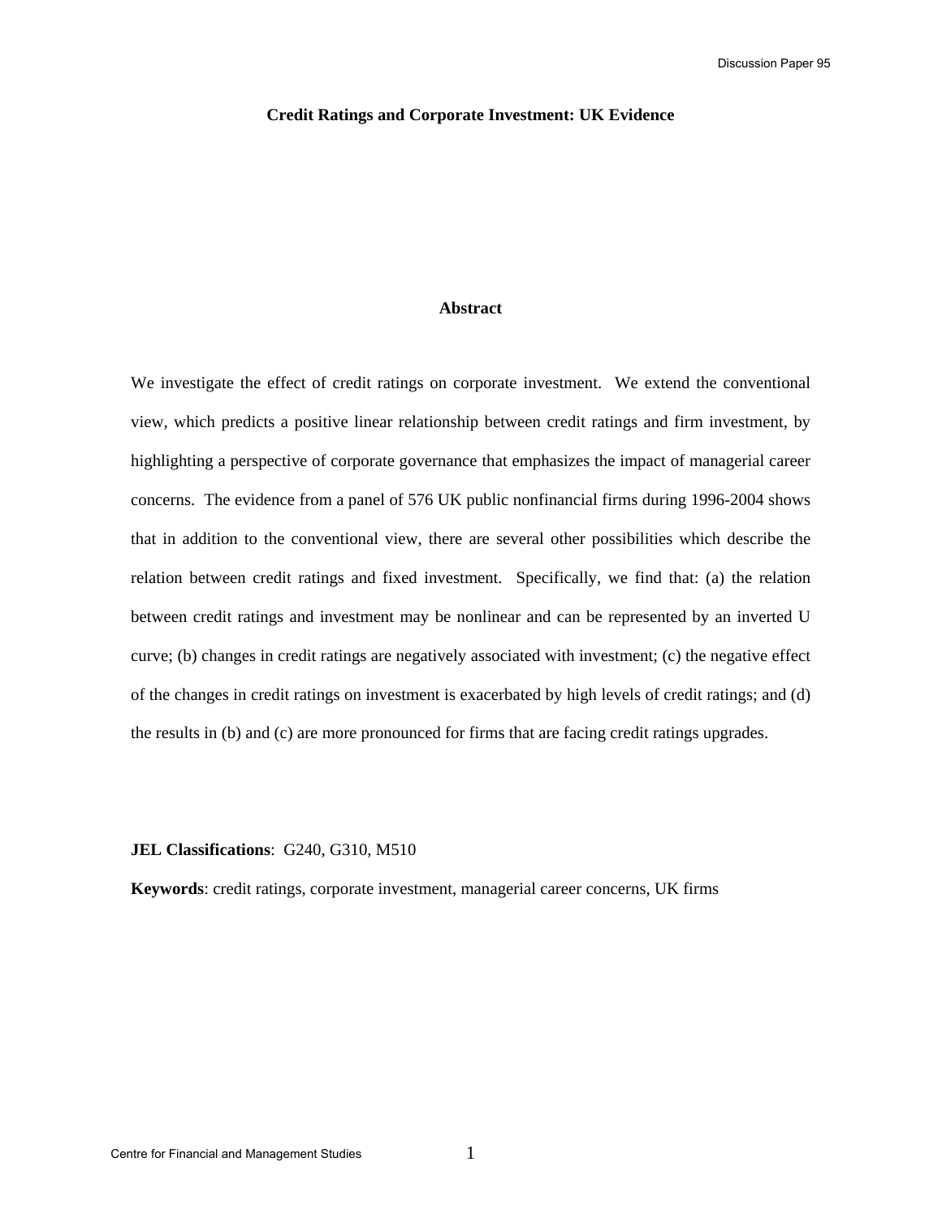# Credit Ratings and Corporate Investment: UK Evidence

## Abstract

We investigate the effect of credit ratings on corporate investment. We extend the conventional view, which predicts a positive linear relationship between credit ratings and firm investment, by highlighting a perspective of corporate governance that emphasizes the impact of managerial career concerns. The evidence from a panel of 576 UK public nonfinancial firms during 1996-2004 shows that in addition to the conventional view, there are several other possibilities which describe the relation between credit ratings and fixed investment. Specifically, we find that: (a) the relation between credit ratings and investment may be nonlinear and can be represented by an inverted U curve; (b) changes in credit ratings are negatively associated with investment; (c) the negative effect of the changes in credit ratings on investment is exacerbated by high levels of credit ratings; and (d) the results in (b) and (c) are more pronounced for firms that are facing credit ratings upgrades.

**JEL Classifications**: G240, G310, M510

**Keywords**: credit ratings, corporate investment, managerial career concerns, UK firms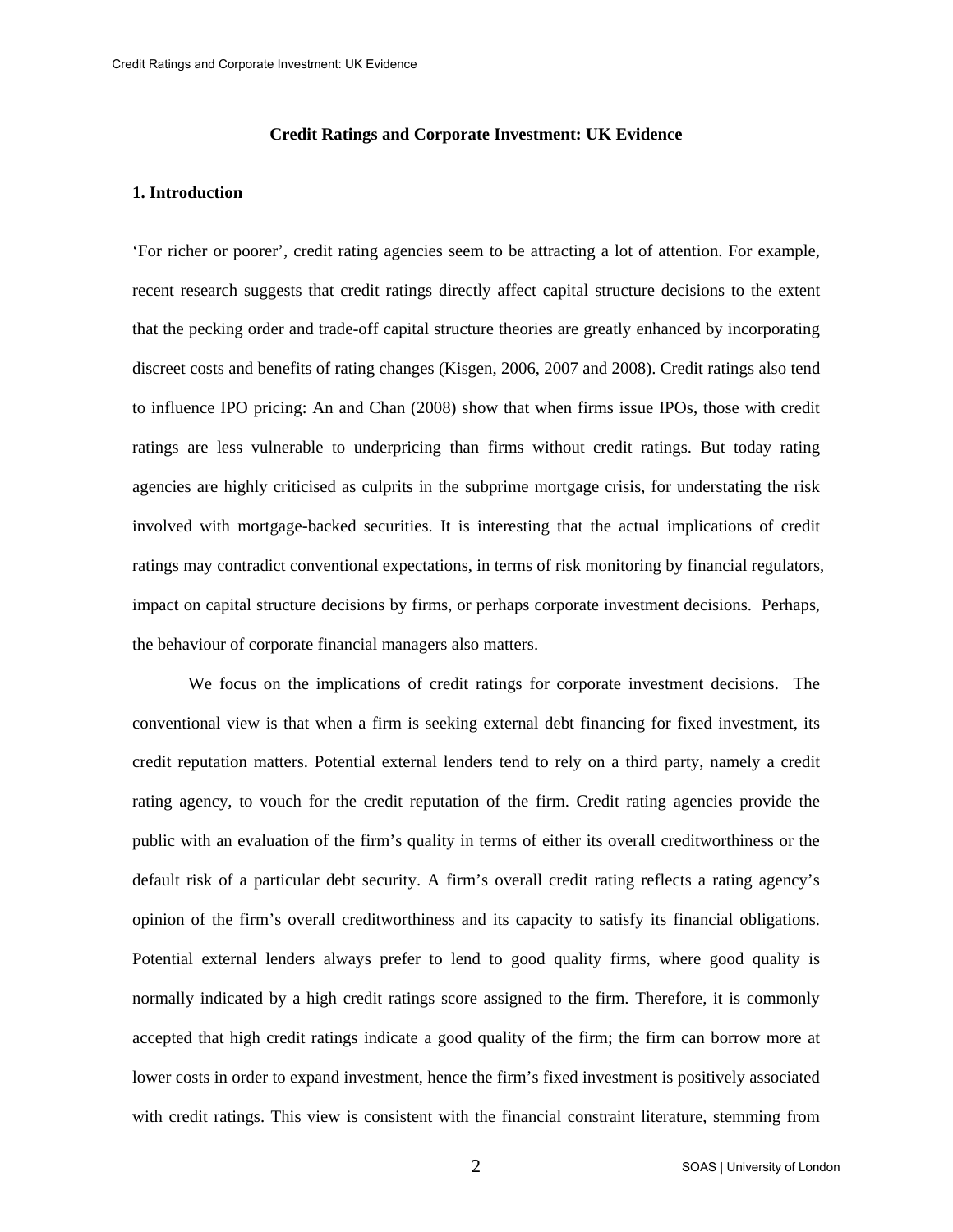**Credit Ratings and Corporate Investment: UK Evidence**

## 1. Introduction

'For richer or poorer', credit rating agencies seem to be attracting a lot of attention. For example, recent research suggests that credit ratings directly affect capital structure decisions to the extent that the pecking order and trade-off capital structure theories are greatly enhanced by incorporating discreet costs and benefits of rating changes (Kisgen, 2006, 2007 and 2008). Credit ratings also tend to influence IPO pricing: An and Chan (2008) show that when firms issue IPOs, those with credit ratings are less vulnerable to underpricing than firms without credit ratings. But today rating agencies are highly criticised as culprits in the subprime mortgage crisis, for understating the risk involved with mortgage-backed securities. It is interesting that the actual implications of credit ratings may contradict conventional expectations, in terms of risk monitoring by financial regulators, impact on capital structure decisions by firms, or perhaps corporate investment decisions. Perhaps, the behaviour of corporate financial managers also matters.

We focus on the implications of credit ratings for corporate investment decisions. The conventional view is that when a firm is seeking external debt financing for fixed investment, its credit reputation matters. Potential external lenders tend to rely on a third party, namely a credit rating agency, to vouch for the credit reputation of the firm. Credit rating agencies provide the public with an evaluation of the firm's quality in terms of either its overall creditworthiness or the default risk of a particular debt security. A firm's overall credit rating reflects a rating agency's opinion of the firm's overall creditworthiness and its capacity to satisfy its financial obligations. Potential external lenders always prefer to lend to good quality firms, where good quality is normally indicated by a high credit ratings score assigned to the firm. Therefore, it is commonly accepted that high credit ratings indicate a good quality of the firm; the firm can borrow more at lower costs in order to expand investment, hence the firm's fixed investment is positively associated with credit ratings. This view is consistent with the financial constraint literature, stemming from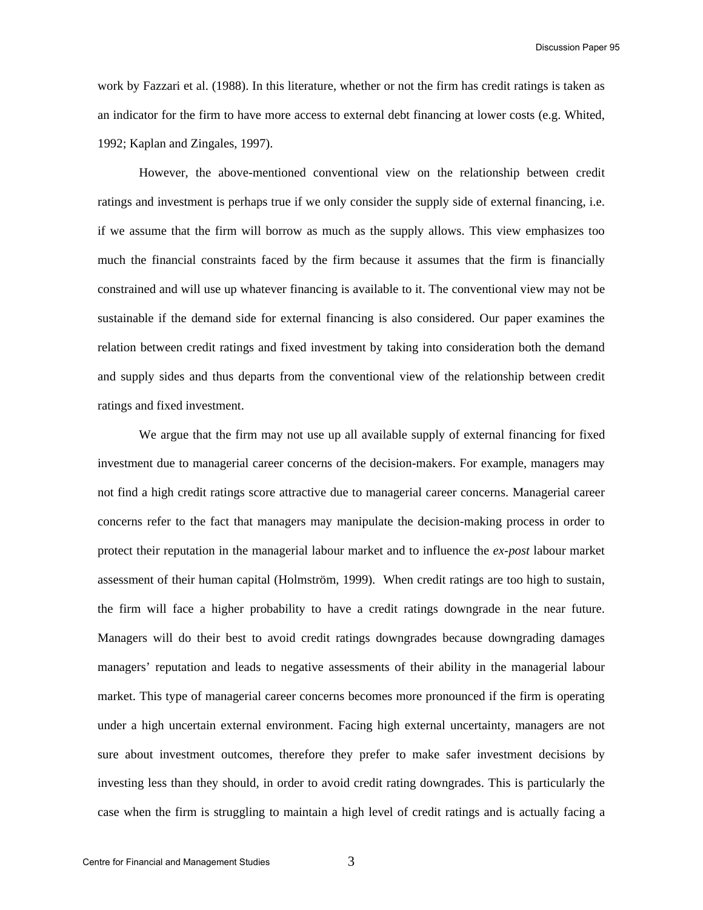work by Fazzari et al. (1988). In this literature, whether or not the firm has credit ratings is taken as an indicator for the firm to have more access to external debt financing at lower costs (e.g. Whited, 1992; Kaplan and Zingales, 1997).

However, the above-mentioned conventional view on the relationship between credit ratings and investment is perhaps true if we only consider the supply side of external financing, i.e. if we assume that the firm will borrow as much as the supply allows. This view emphasizes too much the financial constraints faced by the firm because it assumes that the firm is financially constrained and will use up whatever financing is available to it. The conventional view may not be sustainable if the demand side for external financing is also considered. Our paper examines the relation between credit ratings and fixed investment by taking into consideration both the demand and supply sides and thus departs from the conventional view of the relationship between credit ratings and fixed investment.

We argue that the firm may not use up all available supply of external financing for fixed investment due to managerial career concerns of the decision-makers. For example, managers may not find a high credit ratings score attractive due to managerial career concerns. Managerial career concerns refer to the fact that managers may manipulate the decision-making process in order to protect their reputation in the managerial labour market and to influence the *ex-post* labour market assessment of their human capital (Holmström, 1999). When credit ratings are too high to sustain, the firm will face a higher probability to have a credit ratings downgrade in the near future. Managers will do their best to avoid credit ratings downgrades because downgrading damages managers' reputation and leads to negative assessments of their ability in the managerial labour market. This type of managerial career concerns becomes more pronounced if the firm is operating under a high uncertain external environment. Facing high external uncertainty, managers are not sure about investment outcomes, therefore they prefer to make safer investment decisions by investing less than they should, in order to avoid credit rating downgrades. This is particularly the case when the firm is struggling to maintain a high level of credit ratings and is actually facing a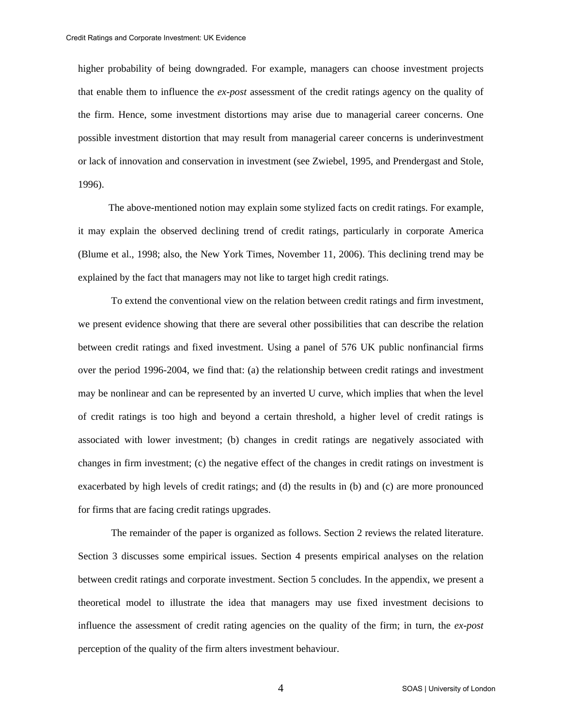higher probability of being downgraded. For example, managers can choose investment projects that enable them to influence the *ex-post* assessment of the credit ratings agency on the quality of the firm. Hence, some investment distortions may arise due to managerial career concerns. One possible investment distortion that may result from managerial career concerns is underinvestment or lack of innovation and conservation in investment (see Zwiebel, 1995, and Prendergast and Stole, 1996).

The above-mentioned notion may explain some stylized facts on credit ratings. For example, it may explain the observed declining trend of credit ratings, particularly in corporate America (Blume et al., 1998; also, the New York Times, November 11, 2006). This declining trend may be explained by the fact that managers may not like to target high credit ratings.

To extend the conventional view on the relation between credit ratings and firm investment, we present evidence showing that there are several other possibilities that can describe the relation between credit ratings and fixed investment. Using a panel of 576 UK public nonfinancial firms over the period 1996-2004, we find that: (a) the relationship between credit ratings and investment may be nonlinear and can be represented by an inverted U curve, which implies that when the level of credit ratings is too high and beyond a certain threshold, a higher level of credit ratings is associated with lower investment; (b) changes in credit ratings are negatively associated with changes in firm investment; (c) the negative effect of the changes in credit ratings on investment is exacerbated by high levels of credit ratings; and (d) the results in (b) and (c) are more pronounced for firms that are facing credit ratings upgrades.

The remainder of the paper is organized as follows. Section 2 reviews the related literature. Section 3 discusses some empirical issues. Section 4 presents empirical analyses on the relation between credit ratings and corporate investment. Section 5 concludes. In the appendix, we present a theoretical model to illustrate the idea that managers may use fixed investment decisions to influence the assessment of credit rating agencies on the quality of the firm; in turn, the *ex-post* perception of the quality of the firm alters investment behaviour.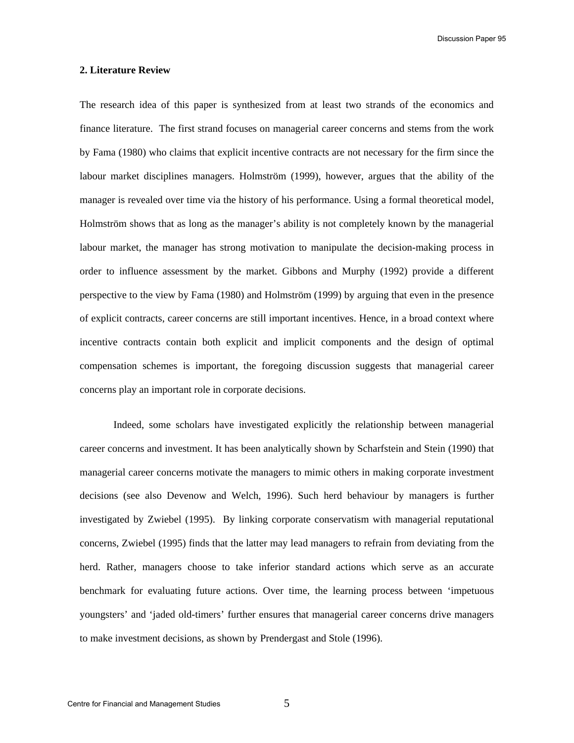## 2. Literature Review

The research idea of this paper is synthesized from at least two strands of the economics and finance literature. The first strand focuses on managerial career concerns and stems from the work by Fama (1980) who claims that explicit incentive contracts are not necessary for the firm since the labour market disciplines managers. Holmström (1999), however, argues that the ability of the manager is revealed over time via the history of his performance. Using a formal theoretical model, Holmström shows that as long as the manager's ability is not completely known by the managerial labour market, the manager has strong motivation to manipulate the decision-making process in order to influence assessment by the market. Gibbons and Murphy (1992) provide a different perspective to the view by Fama (1980) and Holmström (1999) by arguing that even in the presence of explicit contracts, career concerns are still important incentives. Hence, in a broad context where incentive contracts contain both explicit and implicit components and the design of optimal compensation schemes is important, the foregoing discussion suggests that managerial career concerns play an important role in corporate decisions.

Indeed, some scholars have investigated explicitly the relationship between managerial career concerns and investment. It has been analytically shown by Scharfstein and Stein (1990) that managerial career concerns motivate the managers to mimic others in making corporate investment decisions (see also Devenow and Welch, 1996). Such herd behaviour by managers is further investigated by Zwiebel (1995). By linking corporate conservatism with managerial reputational concerns, Zwiebel (1995) finds that the latter may lead managers to refrain from deviating from the herd. Rather, managers choose to take inferior standard actions which serve as an accurate benchmark for evaluating future actions. Over time, the learning process between 'impetuous youngsters' and 'jaded old-timers' further ensures that managerial career concerns drive managers to make investment decisions, as shown by Prendergast and Stole (1996).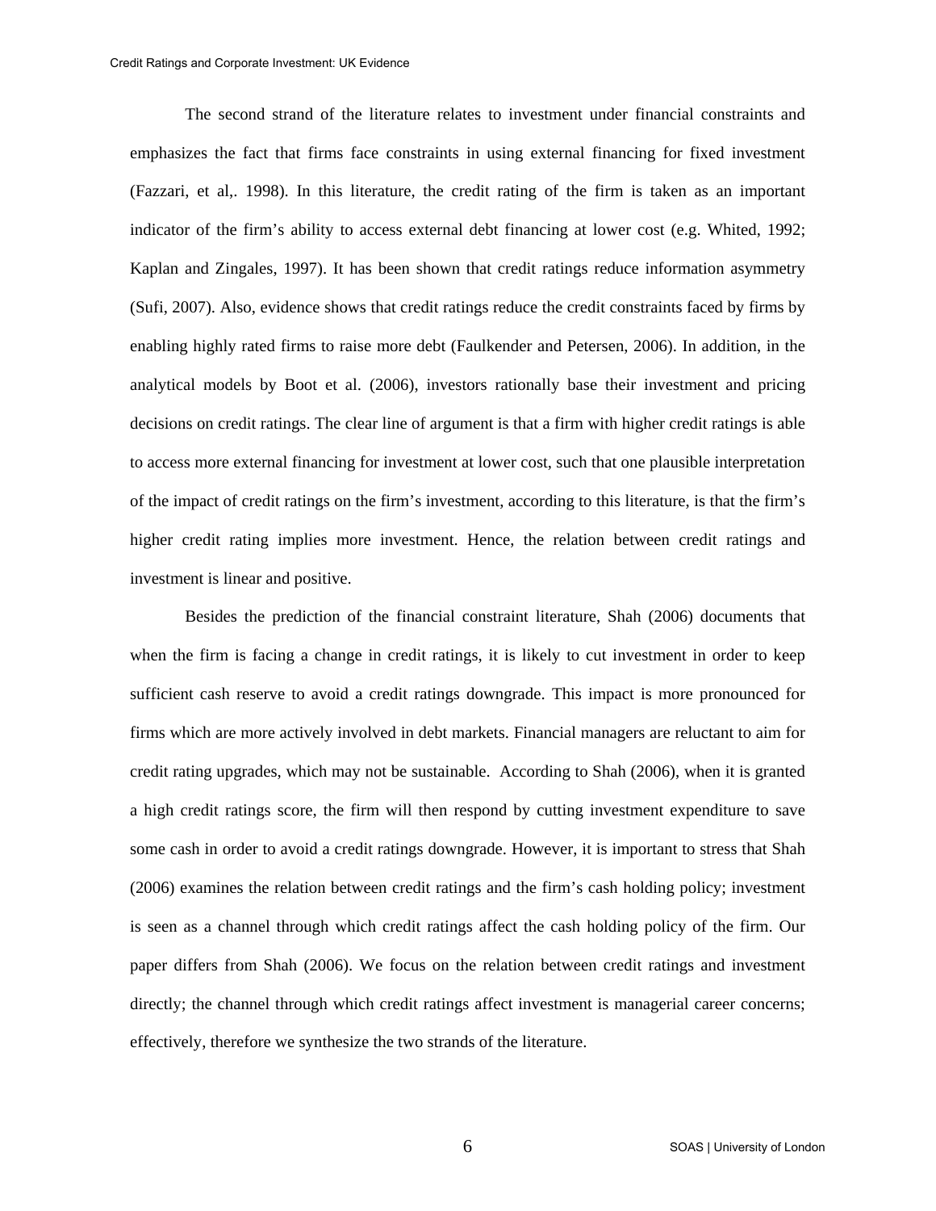The second strand of the literature relates to investment under financial constraints and emphasizes the fact that firms face constraints in using external financing for fixed investment (Fazzari, et al,. 1998). In this literature, the credit rating of the firm is taken as an important indicator of the firm's ability to access external debt financing at lower cost (e.g. Whited, 1992; Kaplan and Zingales, 1997). It has been shown that credit ratings reduce information asymmetry (Sufi, 2007). Also, evidence shows that credit ratings reduce the credit constraints faced by firms by enabling highly rated firms to raise more debt (Faulkender and Petersen, 2006). In addition, in the analytical models by Boot et al. (2006), investors rationally base their investment and pricing decisions on credit ratings. The clear line of argument is that a firm with higher credit ratings is able to access more external financing for investment at lower cost, such that one plausible interpretation of the impact of credit ratings on the firm's investment, according to this literature, is that the firm's higher credit rating implies more investment. Hence, the relation between credit ratings and investment is linear and positive.

Besides the prediction of the financial constraint literature, Shah (2006) documents that when the firm is facing a change in credit ratings, it is likely to cut investment in order to keep sufficient cash reserve to avoid a credit ratings downgrade. This impact is more pronounced for firms which are more actively involved in debt markets. Financial managers are reluctant to aim for credit rating upgrades, which may not be sustainable. According to Shah (2006), when it is granted a high credit ratings score, the firm will then respond by cutting investment expenditure to save some cash in order to avoid a credit ratings downgrade. However, it is important to stress that Shah (2006) examines the relation between credit ratings and the firm's cash holding policy; investment is seen as a channel through which credit ratings affect the cash holding policy of the firm. Our paper differs from Shah (2006). We focus on the relation between credit ratings and investment directly; the channel through which credit ratings affect investment is managerial career concerns; effectively, therefore we synthesize the two strands of the literature.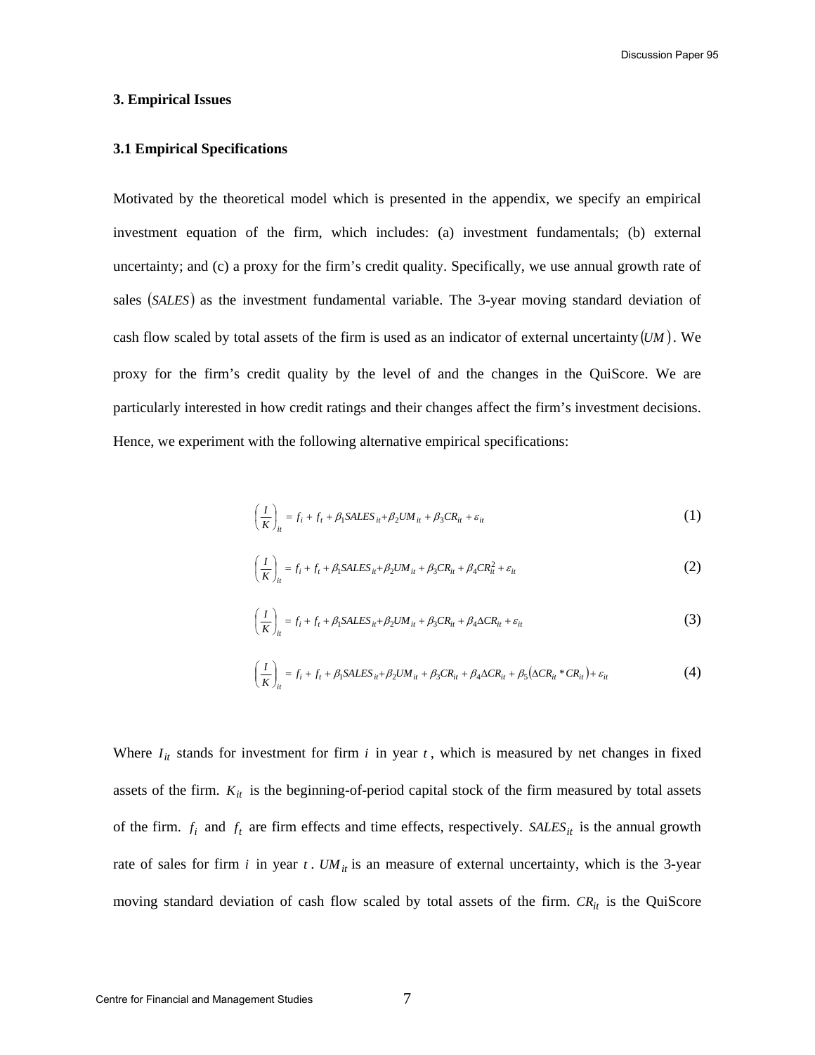## 3. Empirical Issues

### 3.1 Empirical Specifications

Motivated by the theoretical model which is presented in the appendix, we specify an empirical investment equation of the firm, which includes: (a) investment fundamentals; (b) external uncertainty; and (c) a proxy for the firm's credit quality. Specifically, we use annual growth rate of sales $(SALES)$ as the investment fundamental variable. The 3-year moving standard deviation of cash flow scaled by total assets of the firm is used as an indicator of external uncertainty $(UM)$. We proxy for the firm's credit quality by the level of and the changes in the QuiScore. We are particularly interested in how credit ratings and their changes affect the firm's investment decisions. Hence, we experiment with the following alternative empirical specifications:

$$\left(\frac{I}{K}\right)_{it} = f_i + f_t + \beta_1 SALES_{it} + \beta_2 UM_{it} + \beta_3 CR_{it} + \varepsilon_{it} \tag{1}$$

$$\left(\frac{I}{K}\right)_{it} = f_i + f_t + \beta_1 SALES_{it} + \beta_2 UM_{it} + \beta_3 CR_{it} + \beta_4 CR_{it}^2 + \varepsilon_{it} \tag{2}$$

$$\left(\frac{I}{K}\right)_{it} = f_i + f_t + \beta_1 SALES_{it} + \beta_2 UM_{it} + \beta_3 CR_{it} + \beta_4 \Delta CR_{it} + \varepsilon_{it} \tag{3}$$

$$\left(\frac{I}{K}\right)_{it} = f_i + f_t + \beta_1 SALES_{it} + \beta_2 UM_{it} + \beta_3 CR_{it} + \beta_4 \Delta CR_{it} + \beta_5 \left(\Delta CR_{it} * CR_{it}\right) + \varepsilon_{it} \tag{4}$$

Where $I_{it}$ stands for investment for firm $i$ in year $t$, which is measured by net changes in fixed assets of the firm. $K_{it}$ is the beginning-of-period capital stock of the firm measured by total assets of the firm. $f_i$ and $f_t$ are firm effects and time effects, respectively. $SALES_{it}$ is the annual growth rate of sales for firm $i$ in year $t$. $UM_{it}$ is an measure of external uncertainty, which is the 3-year moving standard deviation of cash flow scaled by total assets of the firm. $CR_{it}$ is the QuiScore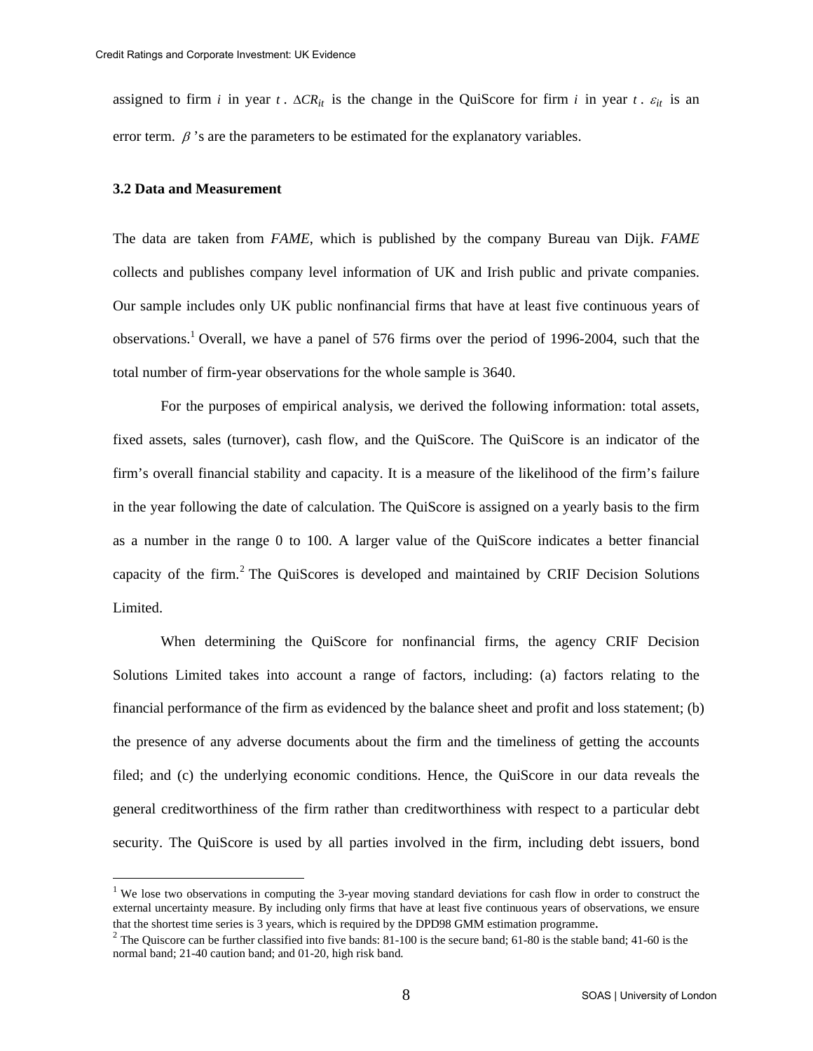assigned to firm $i$ in year $t$. $\Delta CR_{it}$ is the change in the QuiScore for firm $i$ in year $t$. $\varepsilon_{it}$ is an error term. $\beta$'s are the parameters to be estimated for the explanatory variables.

### 3.2 Data and Measurement

The data are taken from *FAME*, which is published by the company Bureau van Dijk. *FAME* collects and publishes company level information of UK and Irish public and private companies. Our sample includes only UK public nonfinancial firms that have at least five continuous years of observations.[1] Overall, we have a panel of 576 firms over the period of 1996-2004, such that the total number of firm-year observations for the whole sample is 3640.

For the purposes of empirical analysis, we derived the following information: total assets, fixed assets, sales (turnover), cash flow, and the QuiScore. The QuiScore is an indicator of the firm's overall financial stability and capacity. It is a measure of the likelihood of the firm's failure in the year following the date of calculation. The QuiScore is assigned on a yearly basis to the firm as a number in the range 0 to 100. A larger value of the QuiScore indicates a better financial capacity of the firm.[2] The QuiScores is developed and maintained by CRIF Decision Solutions Limited.

When determining the QuiScore for nonfinancial firms, the agency CRIF Decision Solutions Limited takes into account a range of factors, including: (a) factors relating to the financial performance of the firm as evidenced by the balance sheet and profit and loss statement; (b) the presence of any adverse documents about the firm and the timeliness of getting the accounts filed; and (c) the underlying economic conditions. Hence, the QuiScore in our data reveals the general creditworthiness of the firm rather than creditworthiness with respect to a particular debt security. The QuiScore is used by all parties involved in the firm, including debt issuers, bond

---

[1] We lose two observations in computing the 3-year moving standard deviations for cash flow in order to construct the external uncertainty measure. By including only firms that have at least five continuous years of observations, we ensure that the shortest time series is 3 years, which is required by the DPD98 GMM estimation programme.

[2] The Quiscore can be further classified into five bands: 81-100 is the secure band; 61-80 is the stable band; 41-60 is the normal band; 21-40 caution band; and 01-20, high risk band.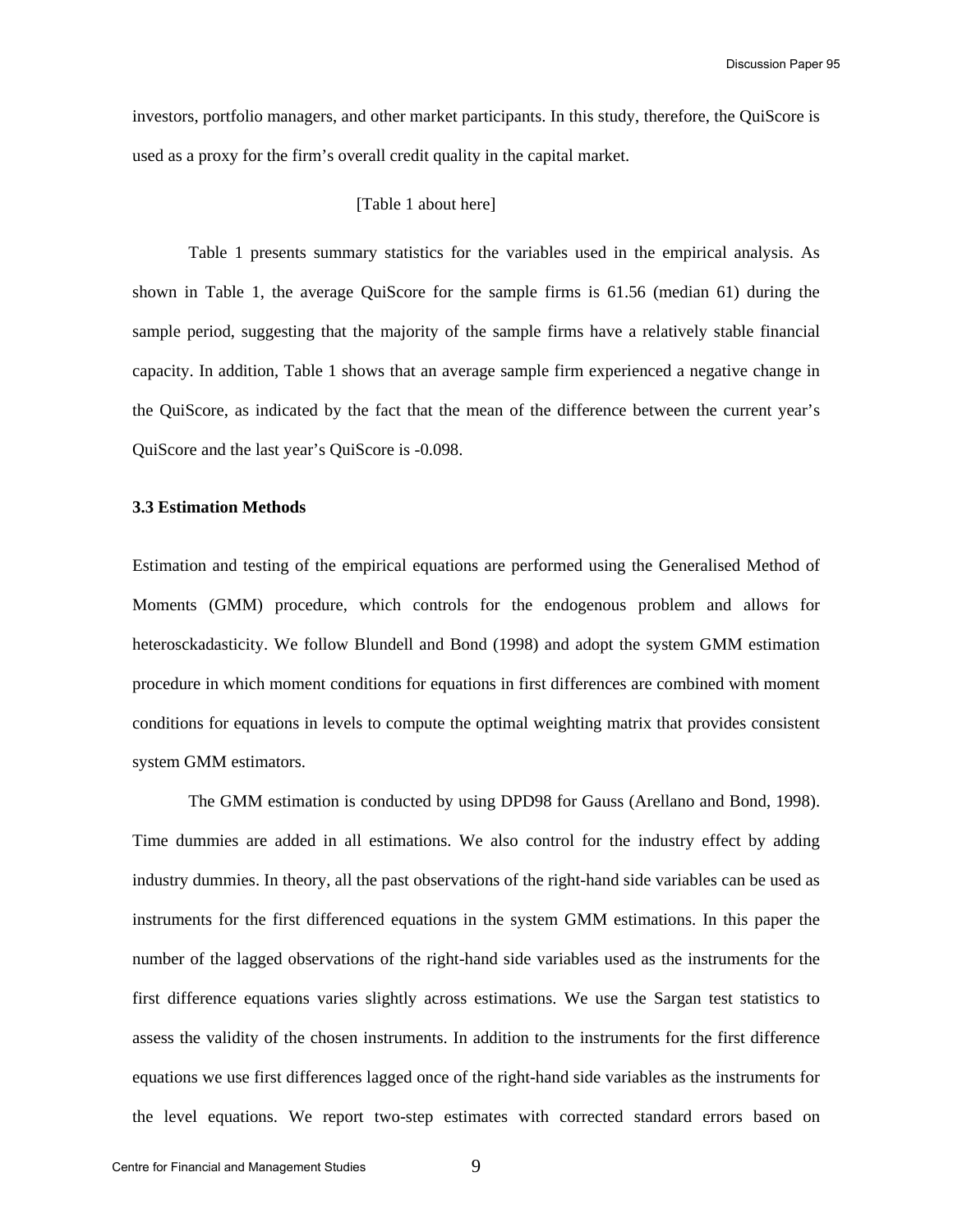investors, portfolio managers, and other market participants. In this study, therefore, the QuiScore is used as a proxy for the firm's overall credit quality in the capital market.

[Table 1 about here]

Table 1 presents summary statistics for the variables used in the empirical analysis. As shown in Table 1, the average QuiScore for the sample firms is 61.56 (median 61) during the sample period, suggesting that the majority of the sample firms have a relatively stable financial capacity. In addition, Table 1 shows that an average sample firm experienced a negative change in the QuiScore, as indicated by the fact that the mean of the difference between the current year's QuiScore and the last year's QuiScore is -0.098.

### 3.3 Estimation Methods

Estimation and testing of the empirical equations are performed using the Generalised Method of Moments (GMM) procedure, which controls for the endogenous problem and allows for heterosckadasticity. We follow Blundell and Bond (1998) and adopt the system GMM estimation procedure in which moment conditions for equations in first differences are combined with moment conditions for equations in levels to compute the optimal weighting matrix that provides consistent system GMM estimators.

The GMM estimation is conducted by using DPD98 for Gauss (Arellano and Bond, 1998). Time dummies are added in all estimations. We also control for the industry effect by adding industry dummies. In theory, all the past observations of the right-hand side variables can be used as instruments for the first differenced equations in the system GMM estimations. In this paper the number of the lagged observations of the right-hand side variables used as the instruments for the first difference equations varies slightly across estimations. We use the Sargan test statistics to assess the validity of the chosen instruments. In addition to the instruments for the first difference equations we use first differences lagged once of the right-hand side variables as the instruments for the level equations. We report two-step estimates with corrected standard errors based on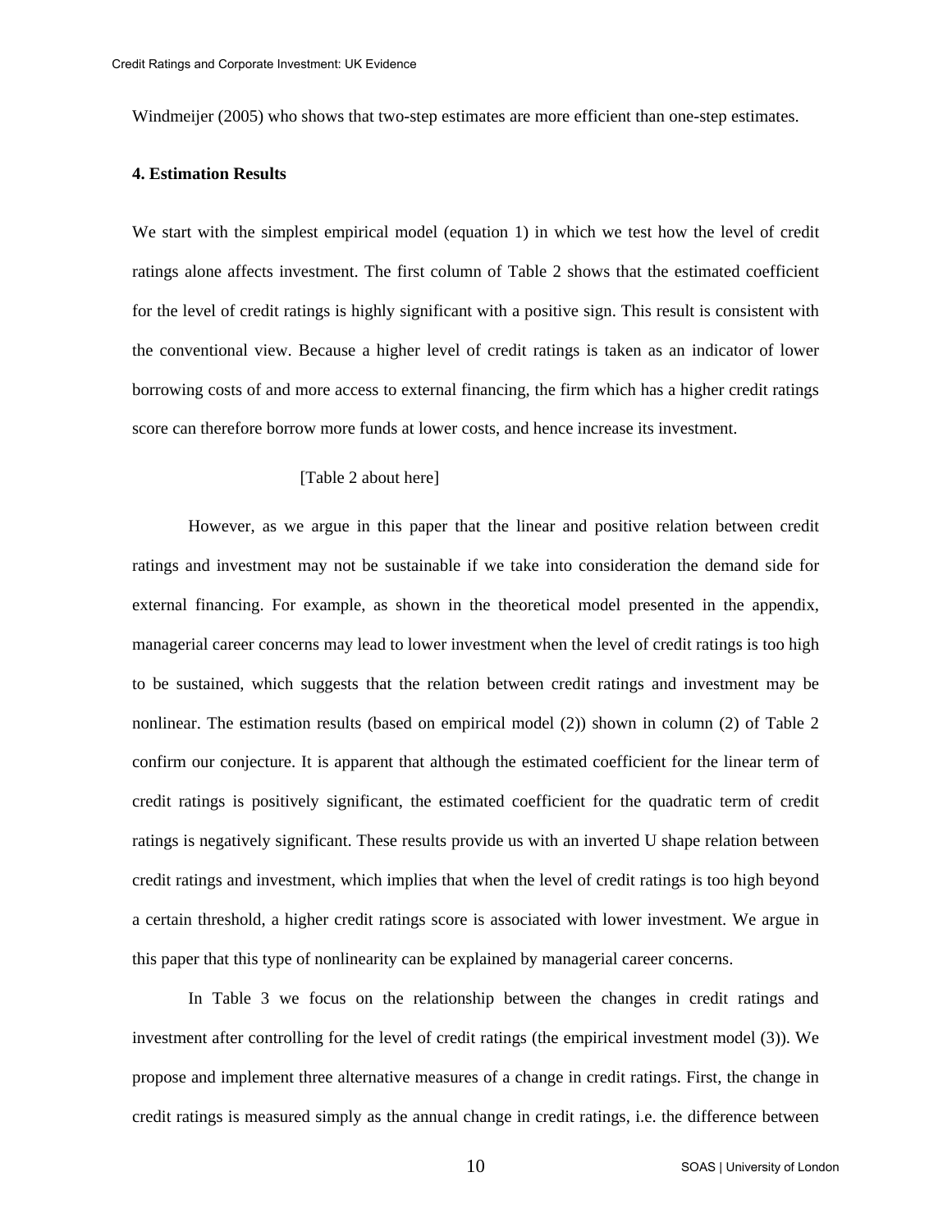Windmeijer (2005) who shows that two-step estimates are more efficient than one-step estimates.

**4. Estimation Results**

We start with the simplest empirical model (equation 1) in which we test how the level of credit ratings alone affects investment. The first column of Table 2 shows that the estimated coefficient for the level of credit ratings is highly significant with a positive sign. This result is consistent with the conventional view. Because a higher level of credit ratings is taken as an indicator of lower borrowing costs of and more access to external financing, the firm which has a higher credit ratings score can therefore borrow more funds at lower costs, and hence increase its investment.

[Table 2 about here]

However, as we argue in this paper that the linear and positive relation between credit ratings and investment may not be sustainable if we take into consideration the demand side for external financing. For example, as shown in the theoretical model presented in the appendix, managerial career concerns may lead to lower investment when the level of credit ratings is too high to be sustained, which suggests that the relation between credit ratings and investment may be nonlinear. The estimation results (based on empirical model (2)) shown in column (2) of Table 2 confirm our conjecture. It is apparent that although the estimated coefficient for the linear term of credit ratings is positively significant, the estimated coefficient for the quadratic term of credit ratings is negatively significant. These results provide us with an inverted U shape relation between credit ratings and investment, which implies that when the level of credit ratings is too high beyond a certain threshold, a higher credit ratings score is associated with lower investment. We argue in this paper that this type of nonlinearity can be explained by managerial career concerns.

In Table 3 we focus on the relationship between the changes in credit ratings and investment after controlling for the level of credit ratings (the empirical investment model (3)). We propose and implement three alternative measures of a change in credit ratings. First, the change in credit ratings is measured simply as the annual change in credit ratings, i.e. the difference between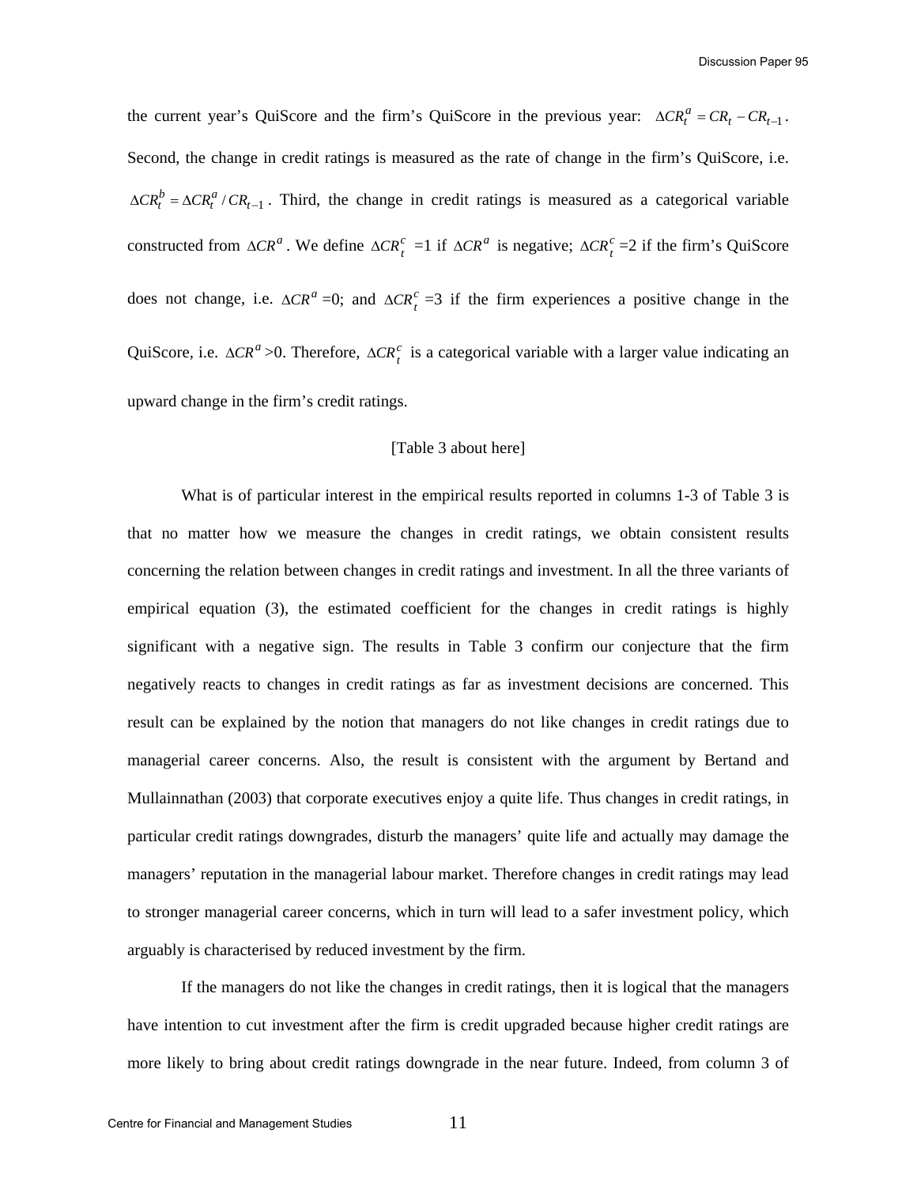the current year's QuiScore and the firm's QuiScore in the previous year: $\Delta CR_t^a = CR_t - CR_{t-1}$. Second, the change in credit ratings is measured as the rate of change in the firm's QuiScore, i.e. $\Delta CR_t^b = \Delta CR_t^a / CR_{t-1}$. Third, the change in credit ratings is measured as a categorical variable constructed from $\Delta CR^a$. We define $\Delta CR_t^c$ =1 if $\Delta CR^a$ is negative; $\Delta CR_t^c$ =2 if the firm's QuiScore does not change, i.e. $\Delta CR^a$ =0; and $\Delta CR_t^c$ =3 if the firm experiences a positive change in the QuiScore, i.e. $\Delta CR^a$ >0. Therefore, $\Delta CR_t^c$ is a categorical variable with a larger value indicating an upward change in the firm's credit ratings.

[Table 3 about here]

What is of particular interest in the empirical results reported in columns 1-3 of Table 3 is that no matter how we measure the changes in credit ratings, we obtain consistent results concerning the relation between changes in credit ratings and investment. In all the three variants of empirical equation (3), the estimated coefficient for the changes in credit ratings is highly significant with a negative sign. The results in Table 3 confirm our conjecture that the firm negatively reacts to changes in credit ratings as far as investment decisions are concerned. This result can be explained by the notion that managers do not like changes in credit ratings due to managerial career concerns. Also, the result is consistent with the argument by Bertand and Mullainnathan (2003) that corporate executives enjoy a quite life. Thus changes in credit ratings, in particular credit ratings downgrades, disturb the managers' quite life and actually may damage the managers' reputation in the managerial labour market. Therefore changes in credit ratings may lead to stronger managerial career concerns, which in turn will lead to a safer investment policy, which arguably is characterised by reduced investment by the firm.

If the managers do not like the changes in credit ratings, then it is logical that the managers have intention to cut investment after the firm is credit upgraded because higher credit ratings are more likely to bring about credit ratings downgrade in the near future. Indeed, from column 3 of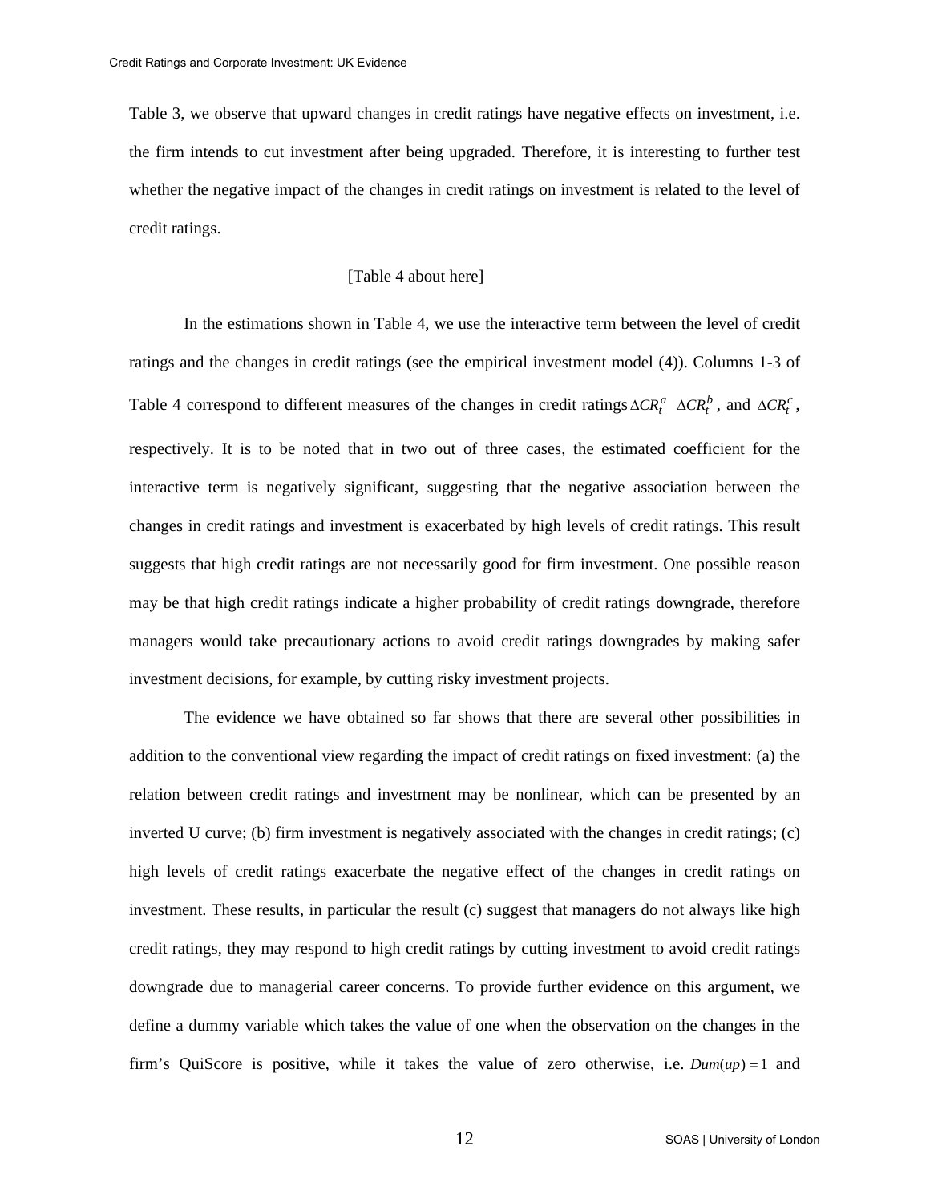Table 3, we observe that upward changes in credit ratings have negative effects on investment, i.e. the firm intends to cut investment after being upgraded. Therefore, it is interesting to further test whether the negative impact of the changes in credit ratings on investment is related to the level of credit ratings.

[Table 4 about here]

In the estimations shown in Table 4, we use the interactive term between the level of credit ratings and the changes in credit ratings (see the empirical investment model (4)). Columns 1-3 of Table 4 correspond to different measures of the changes in credit ratings $\Delta CR_t^a$ $\Delta CR_t^b$, and $\Delta CR_t^c$, respectively. It is to be noted that in two out of three cases, the estimated coefficient for the interactive term is negatively significant, suggesting that the negative association between the changes in credit ratings and investment is exacerbated by high levels of credit ratings. This result suggests that high credit ratings are not necessarily good for firm investment. One possible reason may be that high credit ratings indicate a higher probability of credit ratings downgrade, therefore managers would take precautionary actions to avoid credit ratings downgrades by making safer investment decisions, for example, by cutting risky investment projects.

The evidence we have obtained so far shows that there are several other possibilities in addition to the conventional view regarding the impact of credit ratings on fixed investment: (a) the relation between credit ratings and investment may be nonlinear, which can be presented by an inverted U curve; (b) firm investment is negatively associated with the changes in credit ratings; (c) high levels of credit ratings exacerbate the negative effect of the changes in credit ratings on investment. These results, in particular the result (c) suggest that managers do not always like high credit ratings, they may respond to high credit ratings by cutting investment to avoid credit ratings downgrade due to managerial career concerns. To provide further evidence on this argument, we define a dummy variable which takes the value of one when the observation on the changes in the firm's QuiScore is positive, while it takes the value of zero otherwise, i.e. $Dum(up) = 1$ and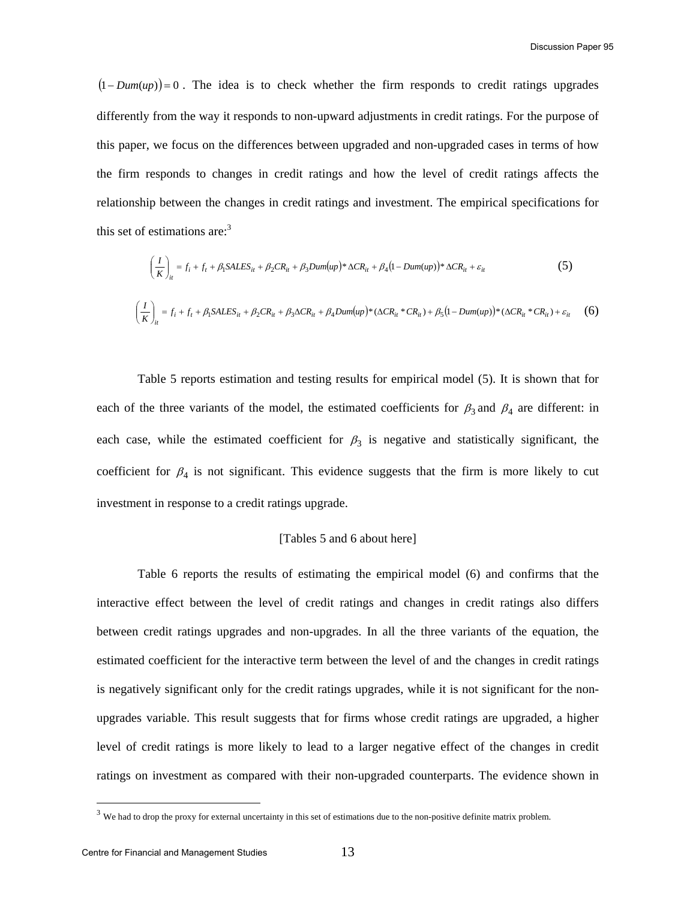$(1 - Dum(up)) = 0$. The idea is to check whether the firm responds to credit ratings upgrades differently from the way it responds to non-upward adjustments in credit ratings. For the purpose of this paper, we focus on the differences between upgraded and non-upgraded cases in terms of how the firm responds to changes in credit ratings and how the level of credit ratings affects the relationship between the changes in credit ratings and investment. The empirical specifications for this set of estimations are:[3]

$$\left(\frac{I}{K}\right)_{it} = f_i + f_t + \beta_1 SALES_{it} + \beta_2 CR_{it} + \beta_3 Dum(up) * \Delta CR_{it} + \beta_4 (1 - Dum(up)) * \Delta CR_{it} + \varepsilon_{it} \tag{5}$$

$$\left(\frac{I}{K}\right)_{it} = f_i + f_t + \beta_1 SALES_{it} + \beta_2 CR_{it} + \beta_3 \Delta CR_{it} + \beta_4 Dum(up) * (\Delta CR_{it} * CR_{it}) + \beta_5 (1 - Dum(up)) * (\Delta CR_{it} * CR_{it}) + \varepsilon_{it} \tag{6}$$

Table 5 reports estimation and testing results for empirical model (5). It is shown that for each of the three variants of the model, the estimated coefficients for $\beta_3$ and $\beta_4$ are different: in each case, while the estimated coefficient for $\beta_3$ is negative and statistically significant, the coefficient for $\beta_4$ is not significant. This evidence suggests that the firm is more likely to cut investment in response to a credit ratings upgrade.

[Tables 5 and 6 about here]

Table 6 reports the results of estimating the empirical model (6) and confirms that the interactive effect between the level of credit ratings and changes in credit ratings also differs between credit ratings upgrades and non-upgrades. In all the three variants of the equation, the estimated coefficient for the interactive term between the level of and the changes in credit ratings is negatively significant only for the credit ratings upgrades, while it is not significant for the non-upgrades variable. This result suggests that for firms whose credit ratings are upgraded, a higher level of credit ratings is more likely to lead to a larger negative effect of the changes in credit ratings on investment as compared with their non-upgraded counterparts. The evidence shown in

[3] We had to drop the proxy for external uncertainty in this set of estimations due to the non-positive definite matrix problem.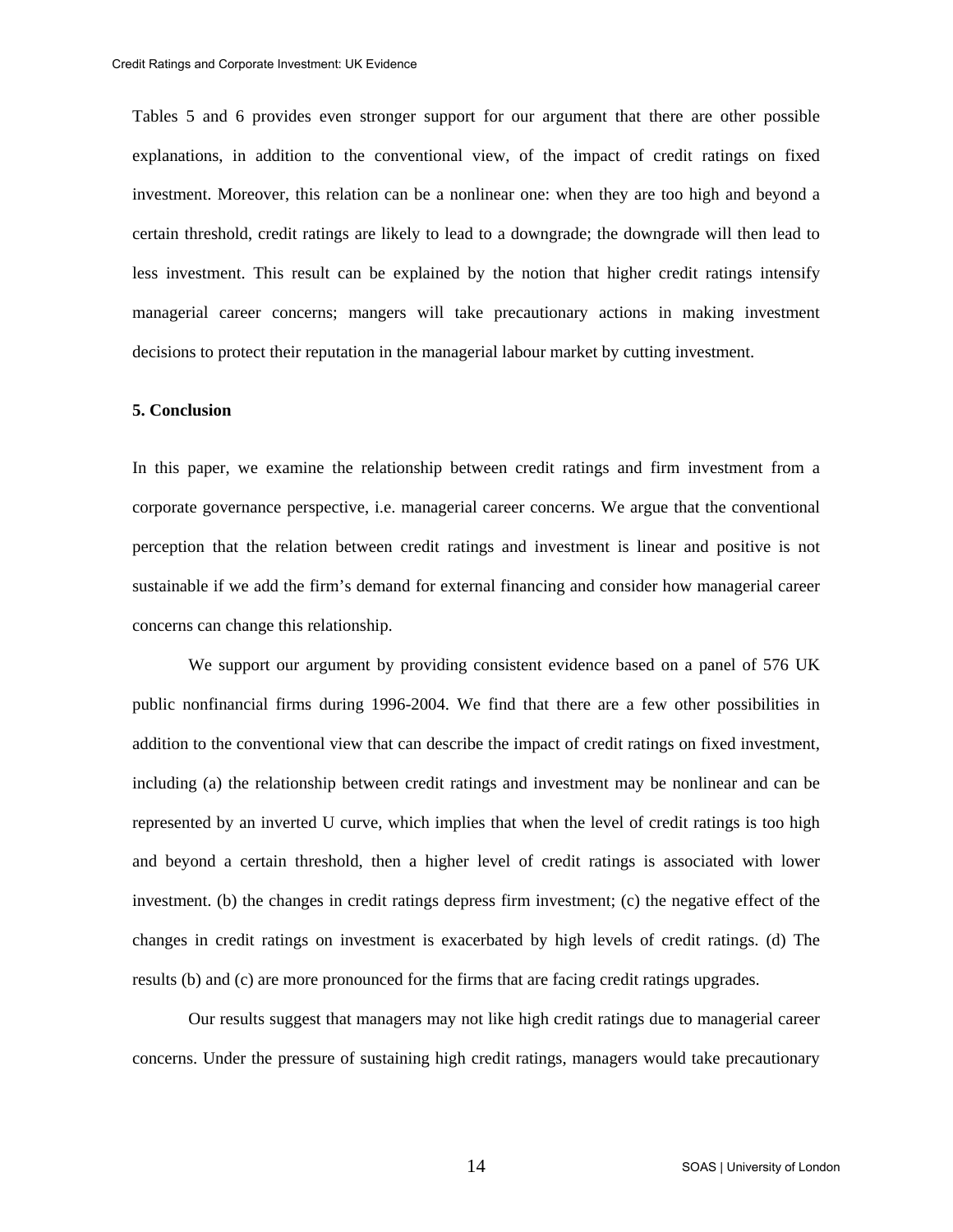Tables 5 and 6 provides even stronger support for our argument that there are other possible explanations, in addition to the conventional view, of the impact of credit ratings on fixed investment. Moreover, this relation can be a nonlinear one: when they are too high and beyond a certain threshold, credit ratings are likely to lead to a downgrade; the downgrade will then lead to less investment. This result can be explained by the notion that higher credit ratings intensify managerial career concerns; mangers will take precautionary actions in making investment decisions to protect their reputation in the managerial labour market by cutting investment.

## 5. Conclusion

In this paper, we examine the relationship between credit ratings and firm investment from a corporate governance perspective, i.e. managerial career concerns. We argue that the conventional perception that the relation between credit ratings and investment is linear and positive is not sustainable if we add the firm's demand for external financing and consider how managerial career concerns can change this relationship.

We support our argument by providing consistent evidence based on a panel of 576 UK public nonfinancial firms during 1996-2004. We find that there are a few other possibilities in addition to the conventional view that can describe the impact of credit ratings on fixed investment, including (a) the relationship between credit ratings and investment may be nonlinear and can be represented by an inverted U curve, which implies that when the level of credit ratings is too high and beyond a certain threshold, then a higher level of credit ratings is associated with lower investment. (b) the changes in credit ratings depress firm investment; (c) the negative effect of the changes in credit ratings on investment is exacerbated by high levels of credit ratings. (d) The results (b) and (c) are more pronounced for the firms that are facing credit ratings upgrades.

Our results suggest that managers may not like high credit ratings due to managerial career concerns. Under the pressure of sustaining high credit ratings, managers would take precautionary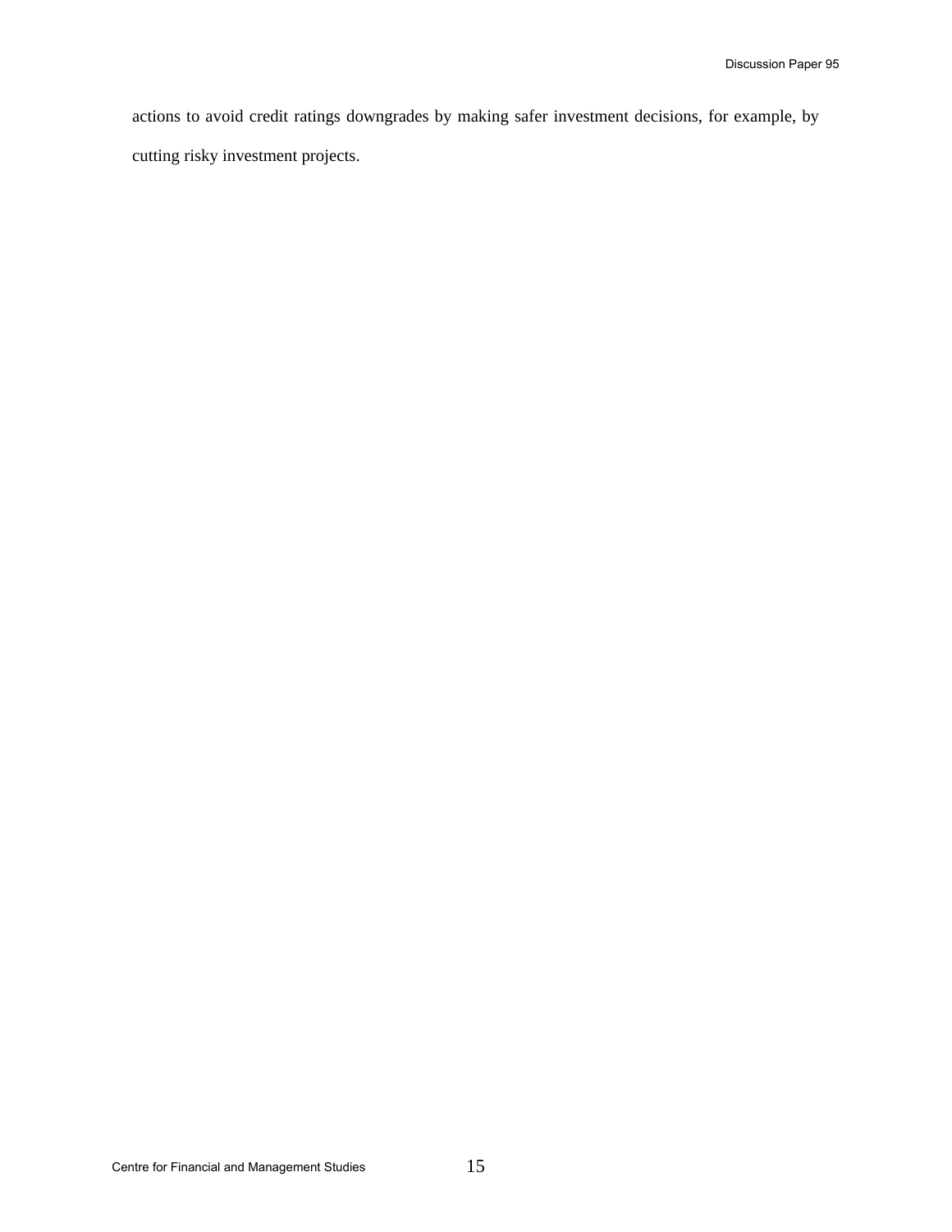actions to avoid credit ratings downgrades by making safer investment decisions, for example, by cutting risky investment projects.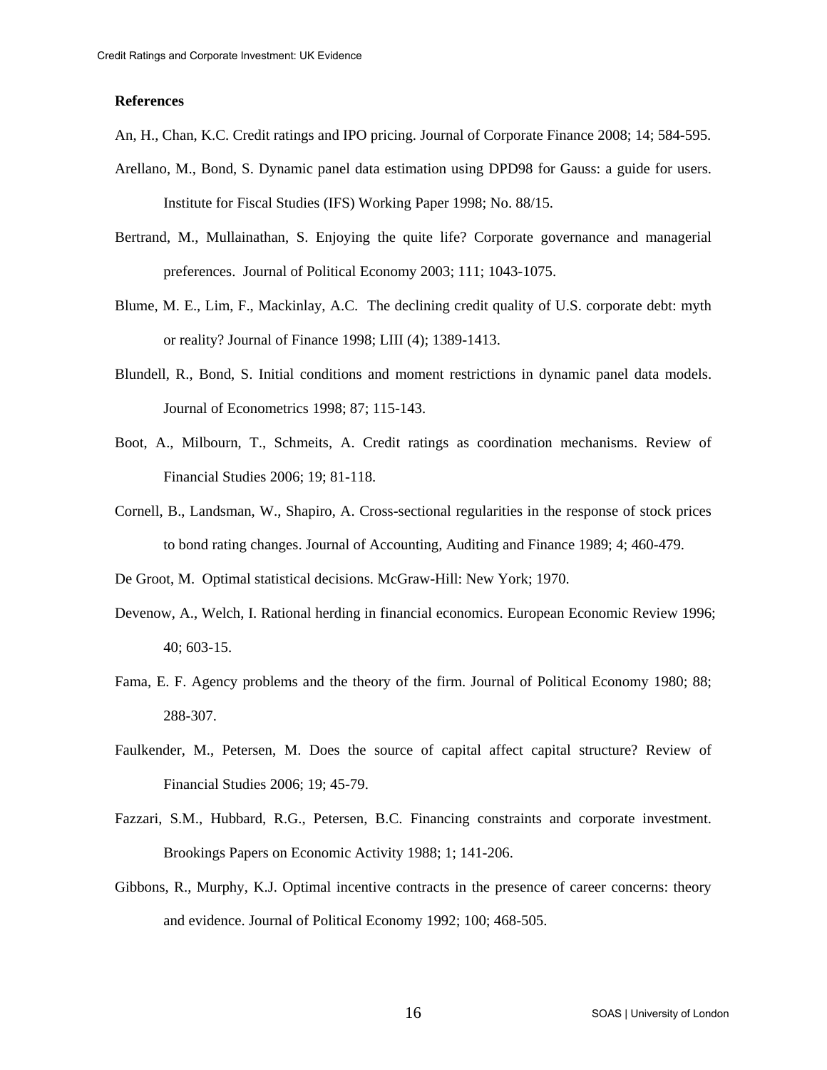**References**

An, H., Chan, K.C. Credit ratings and IPO pricing. Journal of Corporate Finance 2008; 14; 584-595.

Arellano, M., Bond, S. Dynamic panel data estimation using DPD98 for Gauss: a guide for users. Institute for Fiscal Studies (IFS) Working Paper 1998; No. 88/15.

Bertrand, M., Mullainathan, S. Enjoying the quite life? Corporate governance and managerial preferences. Journal of Political Economy 2003; 111; 1043-1075.

Blume, M. E., Lim, F., Mackinlay, A.C. The declining credit quality of U.S. corporate debt: myth or reality? Journal of Finance 1998; LIII (4); 1389-1413.

Blundell, R., Bond, S. Initial conditions and moment restrictions in dynamic panel data models. Journal of Econometrics 1998; 87; 115-143.

Boot, A., Milbourn, T., Schmeits, A. Credit ratings as coordination mechanisms. Review of Financial Studies 2006; 19; 81-118.

Cornell, B., Landsman, W., Shapiro, A. Cross-sectional regularities in the response of stock prices to bond rating changes. Journal of Accounting, Auditing and Finance 1989; 4; 460-479.

De Groot, M. Optimal statistical decisions. McGraw-Hill: New York; 1970.

Devenow, A., Welch, I. Rational herding in financial economics. European Economic Review 1996; 40; 603-15.

Fama, E. F. Agency problems and the theory of the firm. Journal of Political Economy 1980; 88; 288-307.

Faulkender, M., Petersen, M. Does the source of capital affect capital structure? Review of Financial Studies 2006; 19; 45-79.

Fazzari, S.M., Hubbard, R.G., Petersen, B.C. Financing constraints and corporate investment. Brookings Papers on Economic Activity 1988; 1; 141-206.

Gibbons, R., Murphy, K.J. Optimal incentive contracts in the presence of career concerns: theory and evidence. Journal of Political Economy 1992; 100; 468-505.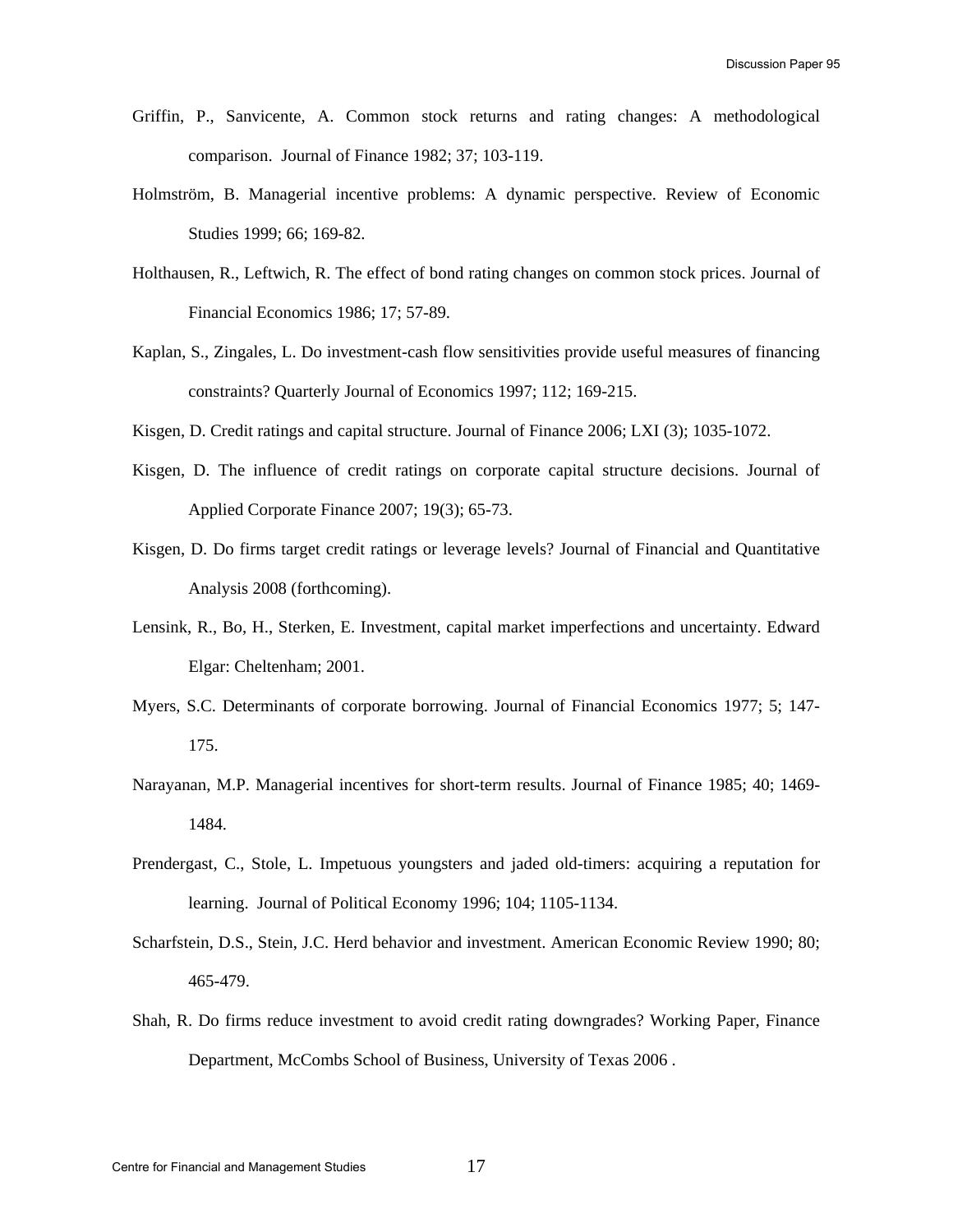Griffin, P., Sanvicente, A. Common stock returns and rating changes: A methodological comparison. Journal of Finance 1982; 37; 103-119.

Holmström, B. Managerial incentive problems: A dynamic perspective. Review of Economic Studies 1999; 66; 169-82.

Holthausen, R., Leftwich, R. The effect of bond rating changes on common stock prices. Journal of Financial Economics 1986; 17; 57-89.

Kaplan, S., Zingales, L. Do investment-cash flow sensitivities provide useful measures of financing constraints? Quarterly Journal of Economics 1997; 112; 169-215.

Kisgen, D. Credit ratings and capital structure. Journal of Finance 2006; LXI (3); 1035-1072.

Kisgen, D. The influence of credit ratings on corporate capital structure decisions. Journal of Applied Corporate Finance 2007; 19(3); 65-73.

Kisgen, D. Do firms target credit ratings or leverage levels? Journal of Financial and Quantitative Analysis 2008 (forthcoming).

Lensink, R., Bo, H., Sterken, E. Investment, capital market imperfections and uncertainty. Edward Elgar: Cheltenham; 2001.

Myers, S.C. Determinants of corporate borrowing. Journal of Financial Economics 1977; 5; 147-175.

Narayanan, M.P. Managerial incentives for short-term results. Journal of Finance 1985; 40; 1469-1484.

Prendergast, C., Stole, L. Impetuous youngsters and jaded old-timers: acquiring a reputation for learning. Journal of Political Economy 1996; 104; 1105-1134.

Scharfstein, D.S., Stein, J.C. Herd behavior and investment. American Economic Review 1990; 80; 465-479.

Shah, R. Do firms reduce investment to avoid credit rating downgrades? Working Paper, Finance Department, McCombs School of Business, University of Texas 2006 .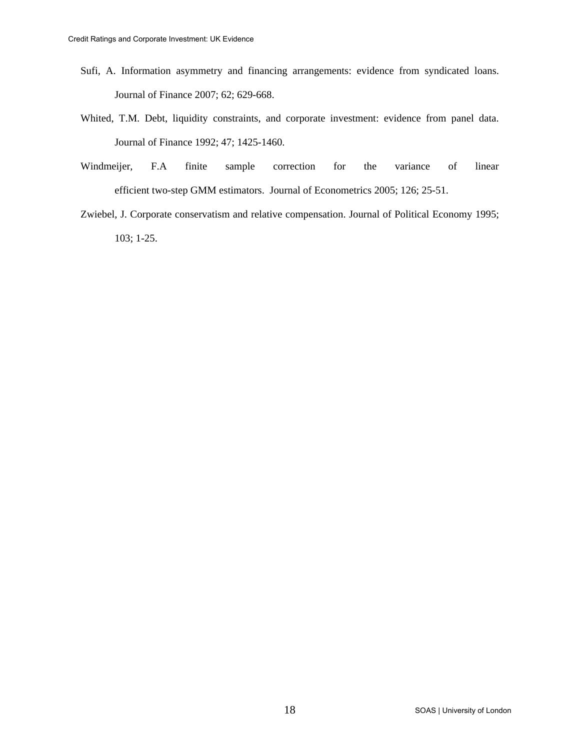Sufi, A. Information asymmetry and financing arrangements: evidence from syndicated loans. Journal of Finance 2007; 62; 629-668.

Whited, T.M. Debt, liquidity constraints, and corporate investment: evidence from panel data. Journal of Finance 1992; 47; 1425-1460.

Windmeijer, F.A finite sample correction for the variance of linear efficient two-step GMM estimators. Journal of Econometrics 2005; 126; 25-51.

Zwiebel, J. Corporate conservatism and relative compensation. Journal of Political Economy 1995; 103; 1-25.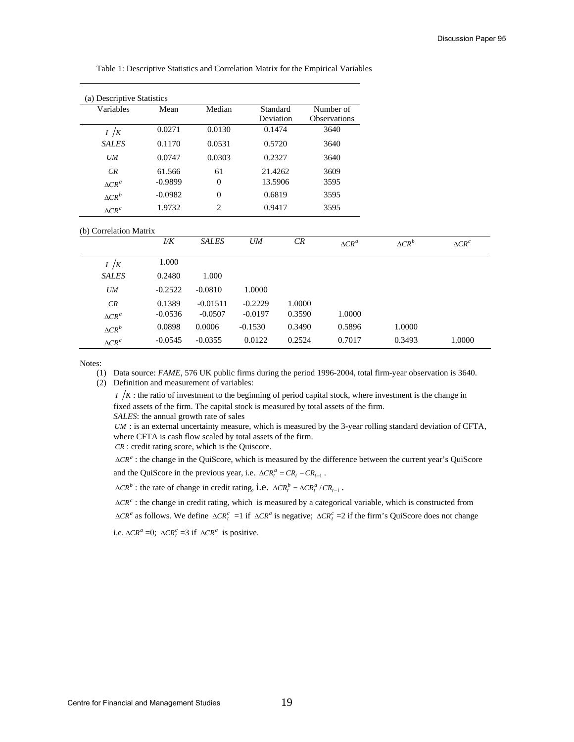Table 1: Descriptive Statistics and Correlation Matrix for the Empirical Variables

(a) Descriptive Statistics

| Variables | Mean | Median | Standard Deviation | Number of Observations |
|---|---|---|---|---|
| $I/K$ | 0.0271 | 0.0130 | 0.1474 | 3640 |
| *SALES* | 0.1170 | 0.0531 | 0.5720 | 3640 |
| *UM* | 0.0747 | 0.0303 | 0.2327 | 3640 |
| *CR* | 61.566 | 61 | 21.4262 | 3609 |
| $\Delta CR^a$ | -0.9899 | 0 | 13.5906 | 3595 |
| $\Delta CR^b$ | -0.0982 | 0 | 0.6819 | 3595 |
| $\Delta CR^c$ | 1.9732 | 2 | 0.9417 | 3595 |

(b) Correlation Matrix

| | *I/K* | *SALES* | *UM* | *CR* | $\Delta CR^a$ | $\Delta CR^b$ | $\Delta CR^c$ |
|---|---|---|---|---|---|---|---|
| $I/K$ | 1.000 | | | | | | |
| *SALES* | 0.2480 | 1.000 | | | | | |
| *UM* | -0.2522 | -0.0810 | 1.0000 | | | | |
| *CR* | 0.1389 | -0.01511 | -0.2229 | 1.0000 | | | |
| $\Delta CR^a$ | -0.0536 | -0.0507 | -0.0197 | 0.3590 | 1.0000 | | |
| $\Delta CR^b$ | 0.0898 | 0.0006 | -0.1530 | 0.3490 | 0.5896 | 1.0000 | |
| $\Delta CR^c$ | -0.0545 | -0.0355 | 0.0122 | 0.2524 | 0.7017 | 0.3493 | 1.0000 |

Notes:

(1) Data source: *FAME*, 576 UK public firms during the period 1996-2004, total firm-year observation is 3640.

(2) Definition and measurement of variables:

$I/K$ : the ratio of investment to the beginning of period capital stock, where investment is the change in fixed assets of the firm. The capital stock is measured by total assets of the firm.

*SALES*: the annual growth rate of sales

*UM* : is an external uncertainty measure, which is measured by the 3-year rolling standard deviation of CFTA, where CFTA is cash flow scaled by total assets of the firm.

*CR* : credit rating score, which is the Quiscore.

$\Delta CR^a$ : the change in the QuiScore, which is measured by the difference between the current year's QuiScore and the QuiScore in the previous year, i.e. $\Delta CR_t^a = CR_t - CR_{t-1}$.

$\Delta CR^b$ : the rate of change in credit rating, i.e. $\Delta CR_t^b = \Delta CR_t^a / CR_{t-1}$.

$\Delta CR^c$ : the change in credit rating, which is measured by a categorical variable, which is constructed from $\Delta CR^a$ as follows. We define $\Delta CR_t^c$ =1 if $\Delta CR^a$ is negative; $\Delta CR_t^c$ =2 if the firm's QuiScore does not change i.e. $\Delta CR^a$ =0; $\Delta CR_t^c$ =3 if $\Delta CR^a$ is positive.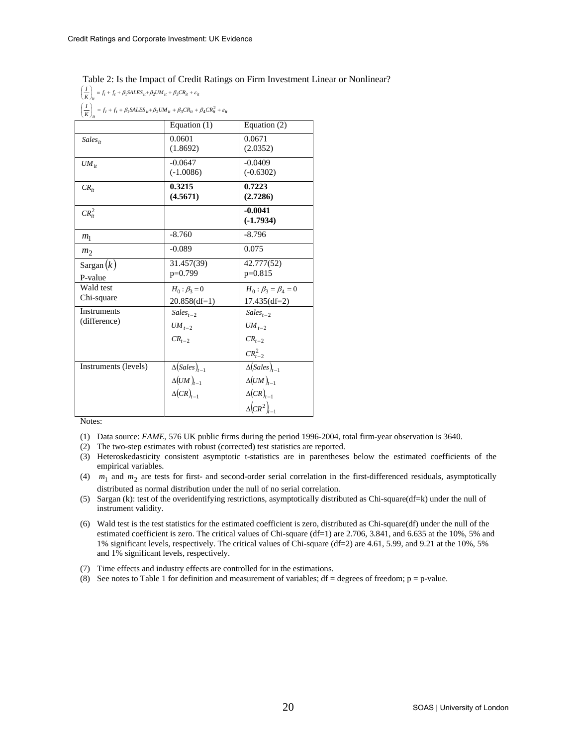Table 2: Is the Impact of Credit Ratings on Firm Investment Linear or Nonlinear?

$$\left(\frac{I}{K}\right)_{it} = f_i + f_t + \beta_1 SALES_{it} + \beta_2 UM_{it} + \beta_3 CR_{it} + \varepsilon_{it}$$

$$\left(\frac{I}{K}\right)_{it} = f_i + f_t + \beta_1 SALES_{it} + \beta_2 UM_{it} + \beta_3 CR_{it} + \beta_4 CR_{it}^2 + \varepsilon_{it}$$

| | Equation (1) | Equation (2) |
|---|---|---|
| $Sales_{it}$ | 0.0601 (1.8692) | 0.0671 (2.0352) |
| $UM_{it}$ | -0.0647 (-1.0086) | -0.0409 (-0.6302) |
| $CR_{it}$ | **0.3215 (4.5671)** | **0.7223 (2.7286)** |
| $CR_{it}^2$ | | **-0.0041 (-1.7934)** |
| $m_1$ | -8.760 | -8.796 |
| $m_2$ | -0.089 | 0.075 |
| Sargan $(k)$ P-value | 31.457(39) p=0.799 | 42.777(52) p=0.815 |
| Wald test Chi-square | $H_0: \beta_3 = 0$ 20.858(df=1) | $H_0: \beta_3 = \beta_4 = 0$ 17.435(df=2) |
| Instruments (difference) | $Sales_{t-2}$, $UM_{t-2}$, $CR_{t-2}$ | $Sales_{t-2}$, $UM_{t-2}$, $CR_{t-2}$, $CR_{t-2}^2$ |
| Instruments (levels) | $\Delta(Sales)_{t-1}$, $\Delta(UM)_{t-1}$, $\Delta(CR)_{t-1}$ | $\Delta(Sales)_{t-1}$, $\Delta(UM)_{t-1}$, $\Delta(CR)_{t-1}$, $\Delta(CR^2)_{t-1}$ |

Notes:

(1) Data source: *FAME*, 576 UK public firms during the period 1996-2004, total firm-year observation is 3640.

(2) The two-step estimates with robust (corrected) test statistics are reported.

(3) Heteroskedasticity consistent asymptotic t-statistics are in parentheses below the estimated coefficients of the empirical variables.

(4) $m_1$ and $m_2$ are tests for first- and second-order serial correlation in the first-differenced residuals, asymptotically distributed as normal distribution under the null of no serial correlation.

(5) Sargan (k): test of the overidentifying restrictions, asymptotically distributed as Chi-square(df=k) under the null of instrument validity.

(6) Wald test is the test statistics for the estimated coefficient is zero, distributed as Chi-square(df) under the null of the estimated coefficient is zero. The critical values of Chi-square (df=1) are 2.706, 3.841, and 6.635 at the 10%, 5% and 1% significant levels, respectively. The critical values of Chi-square (df=2) are 4.61, 5.99, and 9.21 at the 10%, 5% and 1% significant levels, respectively.

(7) Time effects and industry effects are controlled for in the estimations.

(8) See notes to Table 1 for definition and measurement of variables; df = degrees of freedom; p = p-value.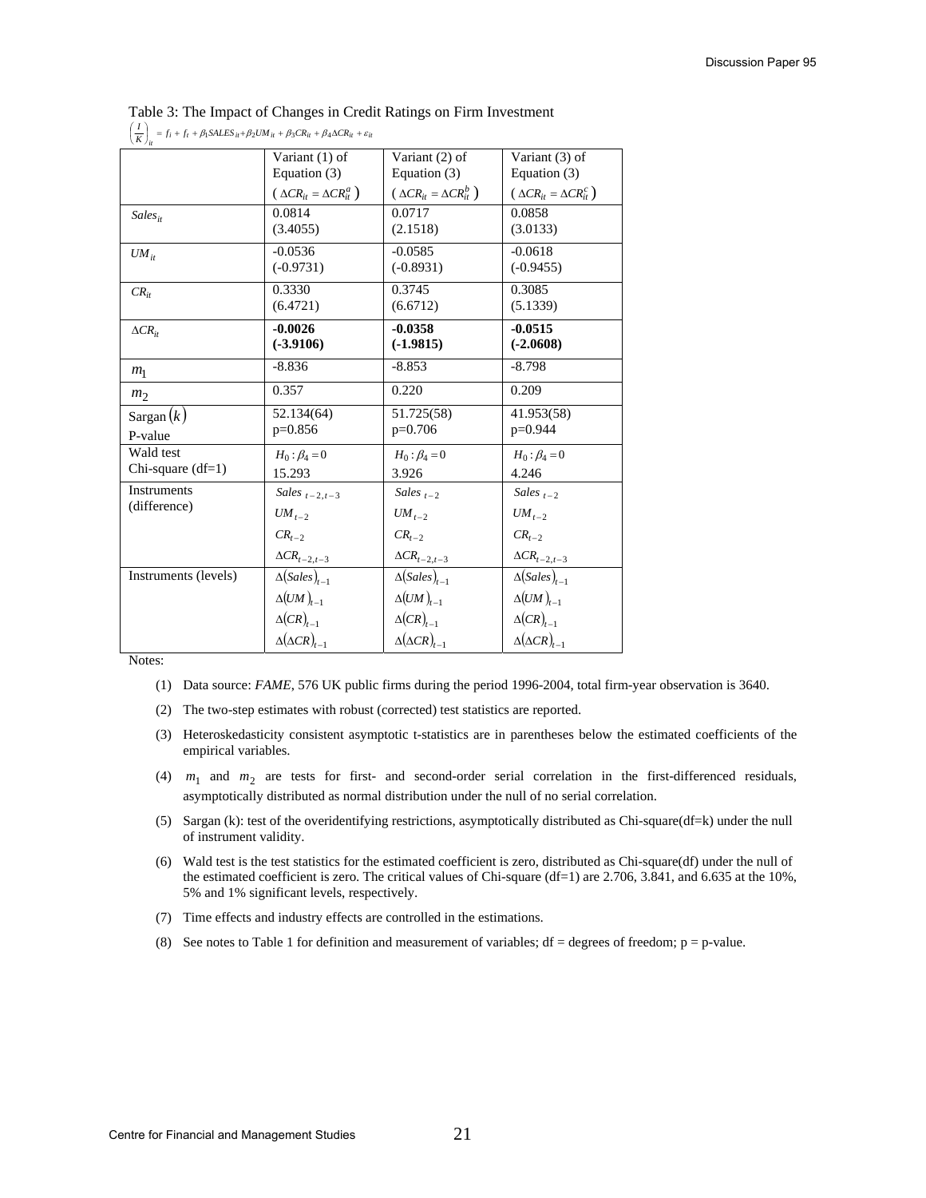Table 3: The Impact of Changes in Credit Ratings on Firm Investment

$$\left(\frac{I}{K}\right)_{it} = f_i + f_t + \beta_1 SALES_{it} + \beta_2 UM_{it} + \beta_3 CR_{it} + \beta_4 \Delta CR_{it} + \varepsilon_{it}$$

| | Variant (1) of Equation (3) ($\Delta CR_{it} = \Delta CR_{it}^a$) | Variant (2) of Equation (3) ($\Delta CR_{it} = \Delta CR_{it}^b$) | Variant (3) of Equation (3) ($\Delta CR_{it} = \Delta CR_{it}^c$) |
|---|---|---|---|
| $Sales_{it}$ | 0.0814 (3.4055) | 0.0717 (2.1518) | 0.0858 (3.0133) |
| $UM_{it}$ | -0.0536 (-0.9731) | -0.0585 (-0.8931) | -0.0618 (-0.9455) |
| $CR_{it}$ | 0.3330 (6.4721) | 0.3745 (6.6712) | 0.3085 (5.1339) |
| $\Delta CR_{it}$ | **-0.0026 (-3.9106)** | **-0.0358 (-1.9815)** | **-0.0515 (-2.0608)** |
| $m_1$ | -8.836 | -8.853 | -8.798 |
| $m_2$ | 0.357 | 0.220 | 0.209 |
| Sargan $(k)$ P-value | 52.134(64) p=0.856 | 51.725(58) p=0.706 | 41.953(58) p=0.944 |
| Wald test Chi-square (df=1) | $H_0: \beta_4 = 0$ 15.293 | $H_0: \beta_4 = 0$ 3.926 | $H_0: \beta_4 = 0$ 4.246 |
| Instruments (difference) | $Sales_{t-2,t-3}$ $UM_{t-2}$ $CR_{t-2}$ $\Delta CR_{t-2,t-3}$ | $Sales_{t-2}$ $UM_{t-2}$ $CR_{t-2}$ $\Delta CR_{t-2,t-3}$ | $Sales_{t-2}$ $UM_{t-2}$ $CR_{t-2}$ $\Delta CR_{t-2,t-3}$ |
| Instruments (levels) | $\Delta(Sales)_{t-1}$ $\Delta(UM)_{t-1}$ $\Delta(CR)_{t-1}$ $\Delta(\Delta CR)_{t-1}$ | $\Delta(Sales)_{t-1}$ $\Delta(UM)_{t-1}$ $\Delta(CR)_{t-1}$ $\Delta(\Delta CR)_{t-1}$ | $\Delta(Sales)_{t-1}$ $\Delta(UM)_{t-1}$ $\Delta(CR)_{t-1}$ $\Delta(\Delta CR)_{t-1}$ |

Notes:

(1) Data source: *FAME*, 576 UK public firms during the period 1996-2004, total firm-year observation is 3640.

(2) The two-step estimates with robust (corrected) test statistics are reported.

(3) Heteroskedasticity consistent asymptotic t-statistics are in parentheses below the estimated coefficients of the empirical variables.

(4) $m_1$ and $m_2$ are tests for first- and second-order serial correlation in the first-differenced residuals, asymptotically distributed as normal distribution under the null of no serial correlation.

(5) Sargan (k): test of the overidentifying restrictions, asymptotically distributed as Chi-square(df=k) under the null of instrument validity.

(6) Wald test is the test statistics for the estimated coefficient is zero, distributed as Chi-square(df) under the null of the estimated coefficient is zero. The critical values of Chi-square (df=1) are 2.706, 3.841, and 6.635 at the 10%, 5% and 1% significant levels, respectively.

(7) Time effects and industry effects are controlled in the estimations.

(8) See notes to Table 1 for definition and measurement of variables; df = degrees of freedom; p = p-value.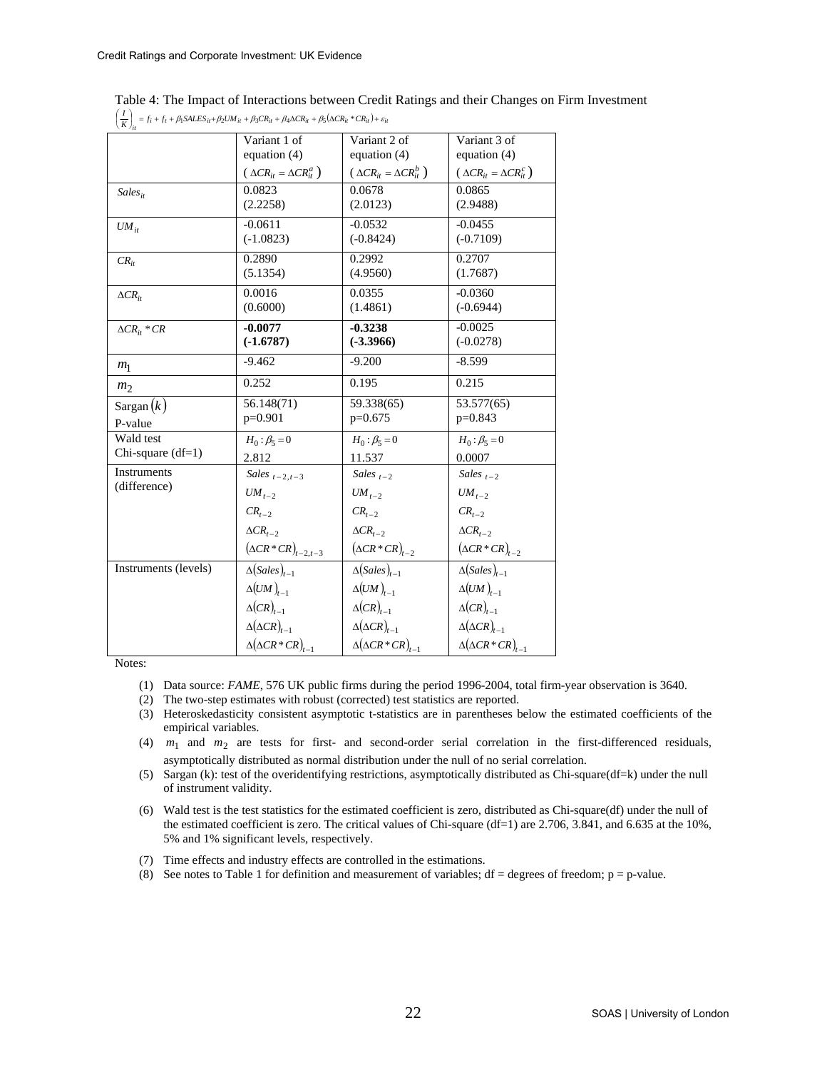Table 4: The Impact of Interactions between Credit Ratings and their Changes on Firm Investment

$$\left(\frac{I}{K}\right)_{it} = f_i + f_t + \beta_1 SALES_{it} + \beta_2 UM_{it} + \beta_3 CR_{it} + \beta_4 \Delta CR_{it} + \beta_5 (\Delta CR_{it} * CR_{it}) + \varepsilon_{it}$$

| | Variant 1 of equation (4) ( $\Delta CR_{it} = \Delta CR_{it}^{a}$ ) | Variant 2 of equation (4) ( $\Delta CR_{it} = \Delta CR_{it}^{b}$ ) | Variant 3 of equation (4) ( $\Delta CR_{it} = \Delta CR_{it}^{c}$ ) |
|---|---|---|---|
| $Sales_{it}$ | 0.0823<br>(2.2258) | 0.0678<br>(2.0123) | 0.0865<br>(2.9488) |
| $UM_{it}$ | -0.0611<br>(-1.0823) | -0.0532<br>(-0.8424) | -0.0455<br>(-0.7109) |
| $CR_{it}$ | 0.2890<br>(5.1354) | 0.2992<br>(4.9560) | 0.2707<br>(1.7687) |
| $\Delta CR_{it}$ | 0.0016<br>(0.6000) | 0.0355<br>(1.4861) | -0.0360<br>(-0.6944) |
| $\Delta CR_{it} * CR$ | **-0.0077**<br>**(-1.6787)** | **-0.3238**<br>**(-3.3966)** | -0.0025<br>(-0.0278) |
| $m_1$ | -9.462 | -9.200 | -8.599 |
| $m_2$ | 0.252 | 0.195 | 0.215 |
| Sargan $(k)$<br>P-value | 56.148(71)<br>p=0.901 | 59.338(65)<br>p=0.675 | 53.577(65)<br>p=0.843 |
| Wald test<br>Chi-square (df=1) | $H_0: \beta_5 = 0$<br>2.812 | $H_0: \beta_5 = 0$<br>11.537 | $H_0: \beta_5 = 0$<br>0.0007 |
| Instruments (difference) | $Sales_{t-2,t-3}$<br>$UM_{t-2}$<br>$CR_{t-2}$<br>$\Delta CR_{t-2}$<br>$(\Delta CR * CR)_{t-2,t-3}$ | $Sales_{t-2}$<br>$UM_{t-2}$<br>$CR_{t-2}$<br>$\Delta CR_{t-2}$<br>$(\Delta CR * CR)_{t-2}$ | $Sales_{t-2}$<br>$UM_{t-2}$<br>$CR_{t-2}$<br>$\Delta CR_{t-2}$<br>$(\Delta CR * CR)_{t-2}$ |
| Instruments (levels) | $\Delta(Sales)_{t-1}$<br>$\Delta(UM)_{t-1}$<br>$\Delta(CR)_{t-1}$<br>$\Delta(\Delta CR)_{t-1}$<br>$\Delta(\Delta CR * CR)_{t-1}$ | $\Delta(Sales)_{t-1}$<br>$\Delta(UM)_{t-1}$<br>$\Delta(CR)_{t-1}$<br>$\Delta(\Delta CR)_{t-1}$<br>$\Delta(\Delta CR * CR)_{t-1}$ | $\Delta(Sales)_{t-1}$<br>$\Delta(UM)_{t-1}$<br>$\Delta(CR)_{t-1}$<br>$\Delta(\Delta CR)_{t-1}$<br>$\Delta(\Delta CR * CR)_{t-1}$ |

Notes:

(1) Data source: *FAME*, 576 UK public firms during the period 1996-2004, total firm-year observation is 3640.
(2) The two-step estimates with robust (corrected) test statistics are reported.
(3) Heteroskedasticity consistent asymptotic t-statistics are in parentheses below the estimated coefficients of the empirical variables.
(4) $m_1$ and $m_2$ are tests for first- and second-order serial correlation in the first-differenced residuals, asymptotically distributed as normal distribution under the null of no serial correlation.
(5) Sargan (k): test of the overidentifying restrictions, asymptotically distributed as Chi-square(df=k) under the null of instrument validity.
(6) Wald test is the test statistics for the estimated coefficient is zero, distributed as Chi-square(df) under the null of the estimated coefficient is zero. The critical values of Chi-square (df=1) are 2.706, 3.841, and 6.635 at the 10%, 5% and 1% significant levels, respectively.
(7) Time effects and industry effects are controlled in the estimations.
(8) See notes to Table 1 for definition and measurement of variables; df = degrees of freedom; p = p-value.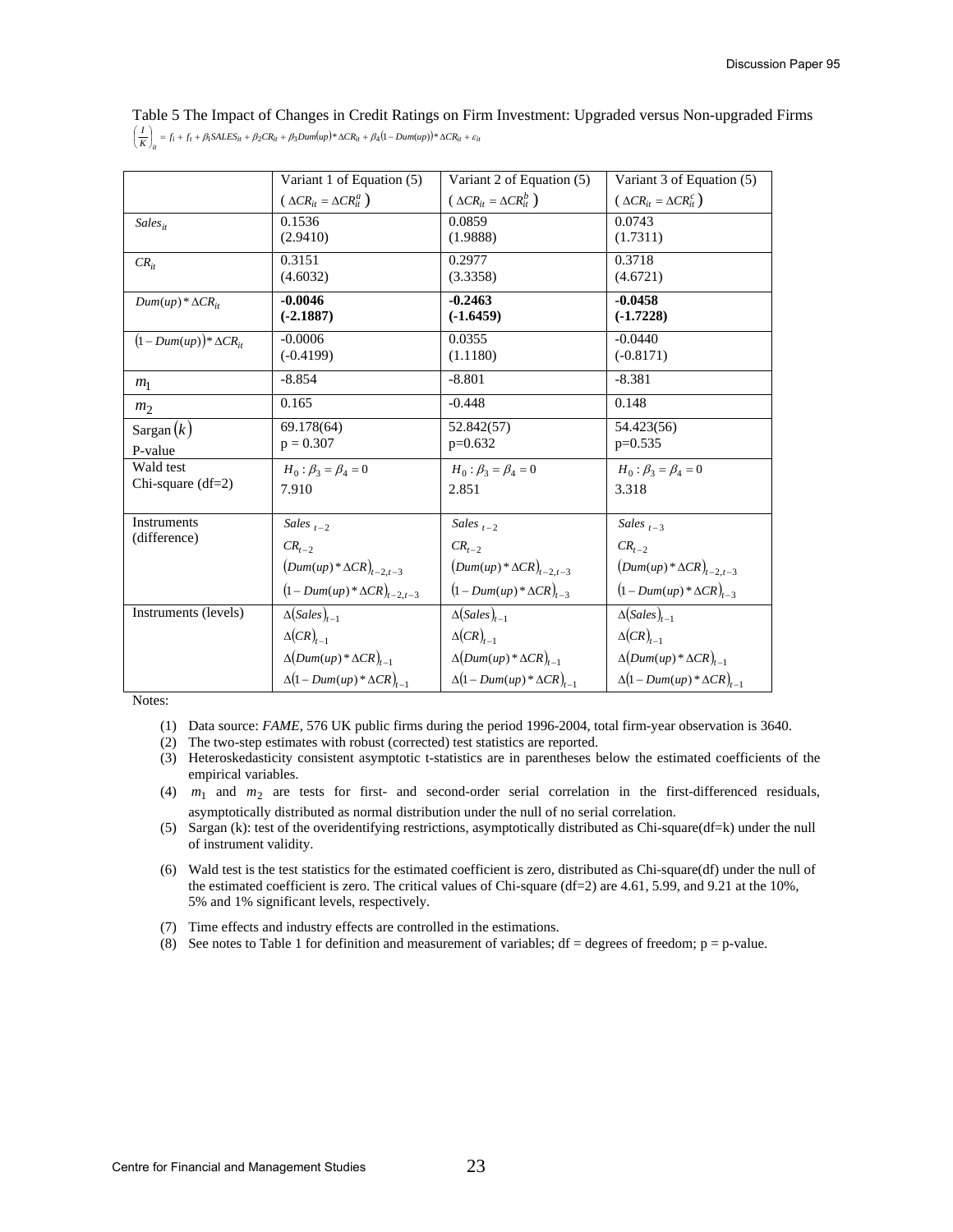Table 5 The Impact of Changes in Credit Ratings on Firm Investment: Upgraded versus Non-upgraded Firms

$$\left(\frac{I}{K}\right)_{it} = f_i + f_t + \beta_1 SALES_{it} + \beta_2 CR_{it} + \beta_3 Dum(up) * \Delta CR_{it} + \beta_4 (1 - Dum(up)) * \Delta CR_{it} + \varepsilon_{it}$$

| | Variant 1 of Equation (5) ($\Delta CR_{it} = \Delta CR_{it}^{a}$) | Variant 2 of Equation (5) ($\Delta CR_{it} = \Delta CR_{it}^{b}$) | Variant 3 of Equation (5) ($\Delta CR_{it} = \Delta CR_{it}^{c}$) |
|---|---|---|---|
| $Sales_{it}$ | 0.1536<br>(2.9410) | 0.0859<br>(1.9888) | 0.0743<br>(1.7311) |
| $CR_{it}$ | 0.3151<br>(4.6032) | 0.2977<br>(3.3358) | 0.3718<br>(4.6721) |
| $Dum(up) * \Delta CR_{it}$ | **-0.0046**<br>**(-2.1887)** | **-0.2463**<br>**(-1.6459)** | **-0.0458**<br>**(-1.7228)** |
| $(1 - Dum(up)) * \Delta CR_{it}$ | -0.0006<br>(-0.4199) | 0.0355<br>(1.1180) | -0.0440<br>(-0.8171) |
| $m_1$ | -8.854 | -8.801 | -8.381 |
| $m_2$ | 0.165 | -0.448 | 0.148 |
| Sargan $(k)$<br>P-value | 69.178(64)<br>p = 0.307 | 52.842(57)<br>p=0.632 | 54.423(56)<br>p=0.535 |
| Wald test<br>Chi-square (df=2) | $H_0 : \beta_3 = \beta_4 = 0$<br>7.910 | $H_0 : \beta_3 = \beta_4 = 0$<br>2.851 | $H_0 : \beta_3 = \beta_4 = 0$<br>3.318 |
| Instruments (difference) | $Sales_{t-2}$<br>$CR_{t-2}$<br>$(Dum(up) * \Delta CR)_{t-2,t-3}$<br>$(1 - Dum(up) * \Delta CR)_{t-2,t-3}$ | $Sales_{t-2}$<br>$CR_{t-2}$<br>$(Dum(up) * \Delta CR)_{t-2,t-3}$<br>$(1 - Dum(up) * \Delta CR)_{t-3}$ | $Sales_{t-3}$<br>$CR_{t-2}$<br>$(Dum(up) * \Delta CR)_{t-2,t-3}$<br>$(1 - Dum(up) * \Delta CR)_{t-3}$ |
| Instruments (levels) | $\Delta(Sales)_{t-1}$<br>$\Delta(CR)_{t-1}$<br>$\Delta(Dum(up) * \Delta CR)_{t-1}$<br>$\Delta(1 - Dum(up) * \Delta CR)_{t-1}$ | $\Delta(Sales)_{t-1}$<br>$\Delta(CR)_{t-1}$<br>$\Delta(Dum(up) * \Delta CR)_{t-1}$<br>$\Delta(1 - Dum(up) * \Delta CR)_{t-1}$ | $\Delta(Sales)_{t-1}$<br>$\Delta(CR)_{t-1}$<br>$\Delta(Dum(up) * \Delta CR)_{t-1}$<br>$\Delta(1 - Dum(up) * \Delta CR)_{t-1}$ |

Notes:

1. Data source: *FAME*, 576 UK public firms during the period 1996-2004, total firm-year observation is 3640.
2. The two-step estimates with robust (corrected) test statistics are reported.
3. Heteroskedasticity consistent asymptotic t-statistics are in parentheses below the estimated coefficients of the empirical variables.
4. $m_1$ and $m_2$ are tests for first- and second-order serial correlation in the first-differenced residuals, asymptotically distributed as normal distribution under the null of no serial correlation.
5. Sargan (k): test of the overidentifying restrictions, asymptotically distributed as Chi-square(df=k) under the null of instrument validity.
6. Wald test is the test statistics for the estimated coefficient is zero, distributed as Chi-square(df) under the null of the estimated coefficient is zero. The critical values of Chi-square (df=2) are 4.61, 5.99, and 9.21 at the 10%, 5% and 1% significant levels, respectively.
7. Time effects and industry effects are controlled in the estimations.
8. See notes to Table 1 for definition and measurement of variables; df = degrees of freedom; p = p-value.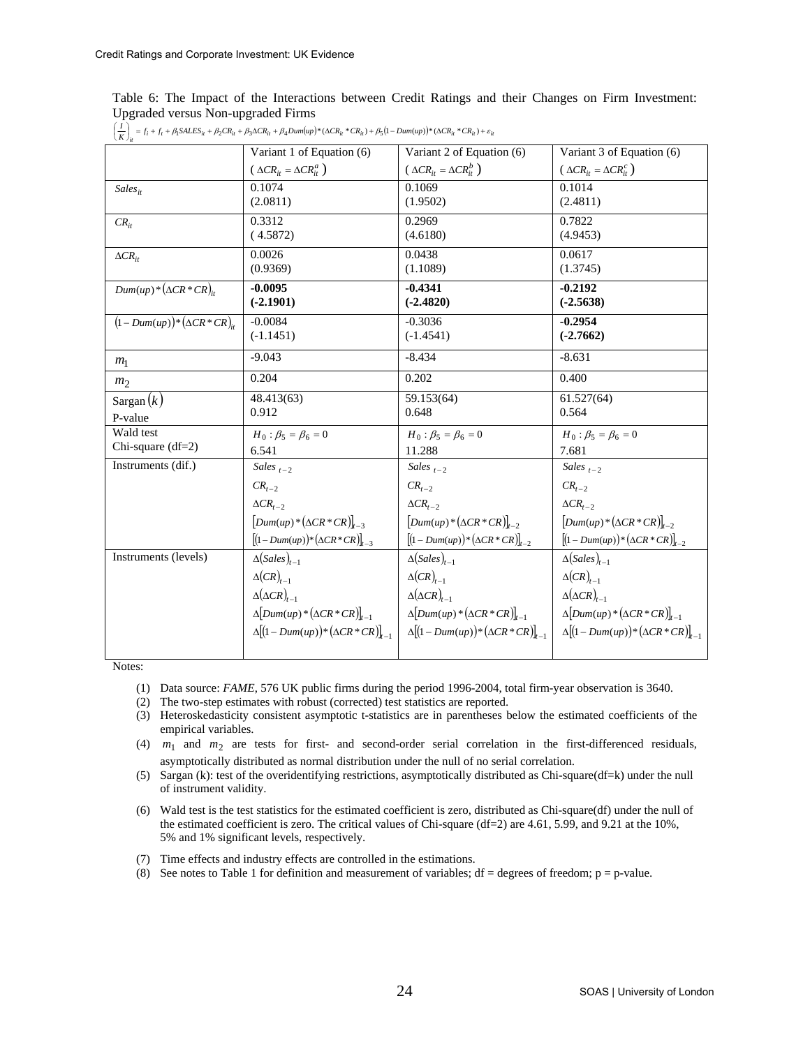Table 6: The Impact of the Interactions between Credit Ratings and their Changes on Firm Investment: Upgraded versus Non-upgraded Firms

$$\left(\frac{I}{K}\right)_{it} = f_i + f_t + \beta_1 SALES_{it} + \beta_2 CR_{it} + \beta_3 \Delta CR_{it} + \beta_4 Dum(up) * (\Delta CR_{it} * CR_{it}) + \beta_5 (1 - Dum(up)) * (\Delta CR_{it} * CR_{it}) + \varepsilon_{it}$$

| | Variant 1 of Equation (6) ($\Delta CR_{it} = \Delta CR_{it}^a$) | Variant 2 of Equation (6) ($\Delta CR_{it} = \Delta CR_{it}^b$) | Variant 3 of Equation (6) ($\Delta CR_{it} = \Delta CR_{it}^c$) |
|---|---|---|---|
| $Sales_{it}$ | 0.1074<br>(2.0811) | 0.1069<br>(1.9502) | 0.1014<br>(2.4811) |
| $CR_{it}$ | 0.3312<br>( 4.5872) | 0.2969<br>(4.6180) | 0.7822<br>(4.9453) |
| $\Delta CR_{it}$ | 0.0026<br>(0.9369) | 0.0438<br>(1.1089) | 0.0617<br>(1.3745) |
| $Dum(up) * (\Delta CR * CR)_{it}$ | **-0.0095**<br>**(-2.1901)** | **-0.4341**<br>**(-2.4820)** | **-0.2192**<br>**(-2.5638)** |
| $(1 - Dum(up)) * (\Delta CR * CR)_{it}$ | -0.0084<br>(-1.1451) | -0.3036<br>(-1.4541) | **-0.2954**<br>**(-2.7662)** |
| $m_1$ | -9.043 | -8.434 | -8.631 |
| $m_2$ | 0.204 | 0.202 | 0.400 |
| Sargan $(k)$<br>P-value | 48.413(63)<br>0.912 | 59.153(64)<br>0.648 | 61.527(64)<br>0.564 |
| Wald test<br>Chi-square (df=2) | $H_0 : \beta_5 = \beta_6 = 0$<br>6.541 | $H_0 : \beta_5 = \beta_6 = 0$<br>11.288 | $H_0 : \beta_5 = \beta_6 = 0$<br>7.681 |
| Instruments (dif.) | $Sales_{t-2}$<br>$CR_{t-2}$<br>$\Delta CR_{t-2}$<br>$[Dum(up) * (\Delta CR * CR)]_{t-3}$<br>$[(1 - Dum(up)) * (\Delta CR * CR)]_{t-3}$ | $Sales_{t-2}$<br>$CR_{t-2}$<br>$\Delta CR_{t-2}$<br>$[Dum(up) * (\Delta CR * CR)]_{t-2}$<br>$[(1 - Dum(up)) * (\Delta CR * CR)]_{t-2}$ | $Sales_{t-2}$<br>$CR_{t-2}$<br>$\Delta CR_{t-2}$<br>$[Dum(up) * (\Delta CR * CR)]_{t-2}$<br>$[(1 - Dum(up)) * (\Delta CR * CR)]_{t-2}$ |
| Instruments (levels) | $\Delta(Sales)_{t-1}$<br>$\Delta(CR)_{t-1}$<br>$\Delta(\Delta CR)_{t-1}$<br>$\Delta[Dum(up) * (\Delta CR * CR)]_{t-1}$<br>$\Delta[(1 - Dum(up)) * (\Delta CR * CR)]_{t-1}$ | $\Delta(Sales)_{t-1}$<br>$\Delta(CR)_{t-1}$<br>$\Delta(\Delta CR)_{t-1}$<br>$\Delta[Dum(up) * (\Delta CR * CR)]_{t-1}$<br>$\Delta[(1 - Dum(up)) * (\Delta CR * CR)]_{t-1}$ | $\Delta(Sales)_{t-1}$<br>$\Delta(CR)_{t-1}$<br>$\Delta(\Delta CR)_{t-1}$<br>$\Delta[Dum(up) * (\Delta CR * CR)]_{t-1}$<br>$\Delta[(1 - Dum(up)) * (\Delta CR * CR)]_{t-1}$ |

Notes:

1. Data source: *FAME*, 576 UK public firms during the period 1996-2004, total firm-year observation is 3640.
2. The two-step estimates with robust (corrected) test statistics are reported.
3. Heteroskedasticity consistent asymptotic t-statistics are in parentheses below the estimated coefficients of the empirical variables.
4. $m_1$ and $m_2$ are tests for first- and second-order serial correlation in the first-differenced residuals, asymptotically distributed as normal distribution under the null of no serial correlation.
5. Sargan (k): test of the overidentifying restrictions, asymptotically distributed as Chi-square(df=k) under the null of instrument validity.
6. Wald test is the test statistics for the estimated coefficient is zero, distributed as Chi-square(df) under the null of the estimated coefficient is zero. The critical values of Chi-square (df=2) are 4.61, 5.99, and 9.21 at the 10%, 5% and 1% significant levels, respectively.
7. Time effects and industry effects are controlled in the estimations.
8. See notes to Table 1 for definition and measurement of variables; df = degrees of freedom; p = p-value.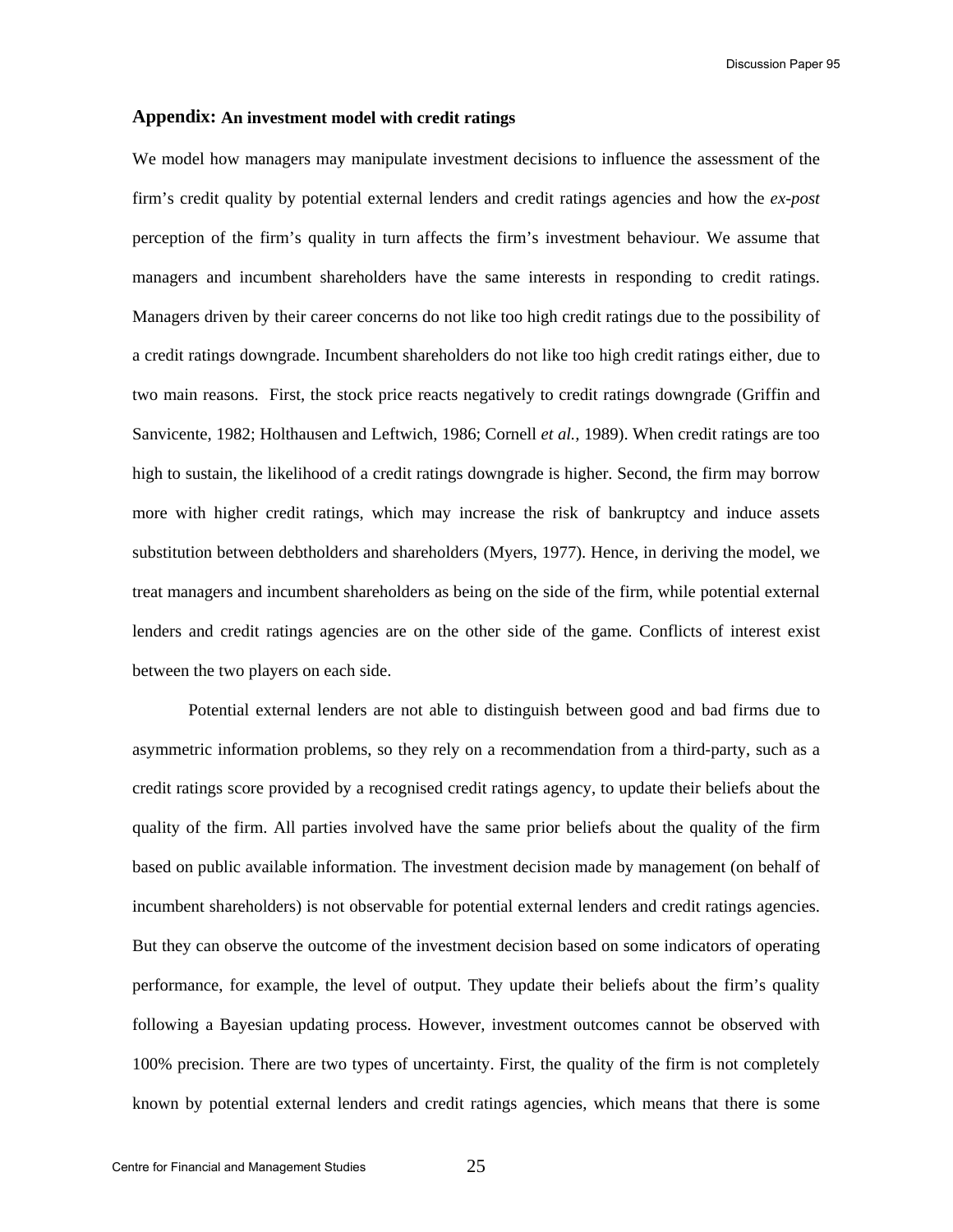## Appendix: An investment model with credit ratings

We model how managers may manipulate investment decisions to influence the assessment of the firm's credit quality by potential external lenders and credit ratings agencies and how the *ex-post* perception of the firm's quality in turn affects the firm's investment behaviour. We assume that managers and incumbent shareholders have the same interests in responding to credit ratings. Managers driven by their career concerns do not like too high credit ratings due to the possibility of a credit ratings downgrade. Incumbent shareholders do not like too high credit ratings either, due to two main reasons. First, the stock price reacts negatively to credit ratings downgrade (Griffin and Sanvicente, 1982; Holthausen and Leftwich, 1986; Cornell *et al.,* 1989). When credit ratings are too high to sustain, the likelihood of a credit ratings downgrade is higher. Second, the firm may borrow more with higher credit ratings, which may increase the risk of bankruptcy and induce assets substitution between debtholders and shareholders (Myers, 1977). Hence, in deriving the model, we treat managers and incumbent shareholders as being on the side of the firm, while potential external lenders and credit ratings agencies are on the other side of the game. Conflicts of interest exist between the two players on each side.

Potential external lenders are not able to distinguish between good and bad firms due to asymmetric information problems, so they rely on a recommendation from a third-party, such as a credit ratings score provided by a recognised credit ratings agency, to update their beliefs about the quality of the firm. All parties involved have the same prior beliefs about the quality of the firm based on public available information. The investment decision made by management (on behalf of incumbent shareholders) is not observable for potential external lenders and credit ratings agencies. But they can observe the outcome of the investment decision based on some indicators of operating performance, for example, the level of output. They update their beliefs about the firm's quality following a Bayesian updating process. However, investment outcomes cannot be observed with 100% precision. There are two types of uncertainty. First, the quality of the firm is not completely known by potential external lenders and credit ratings agencies, which means that there is some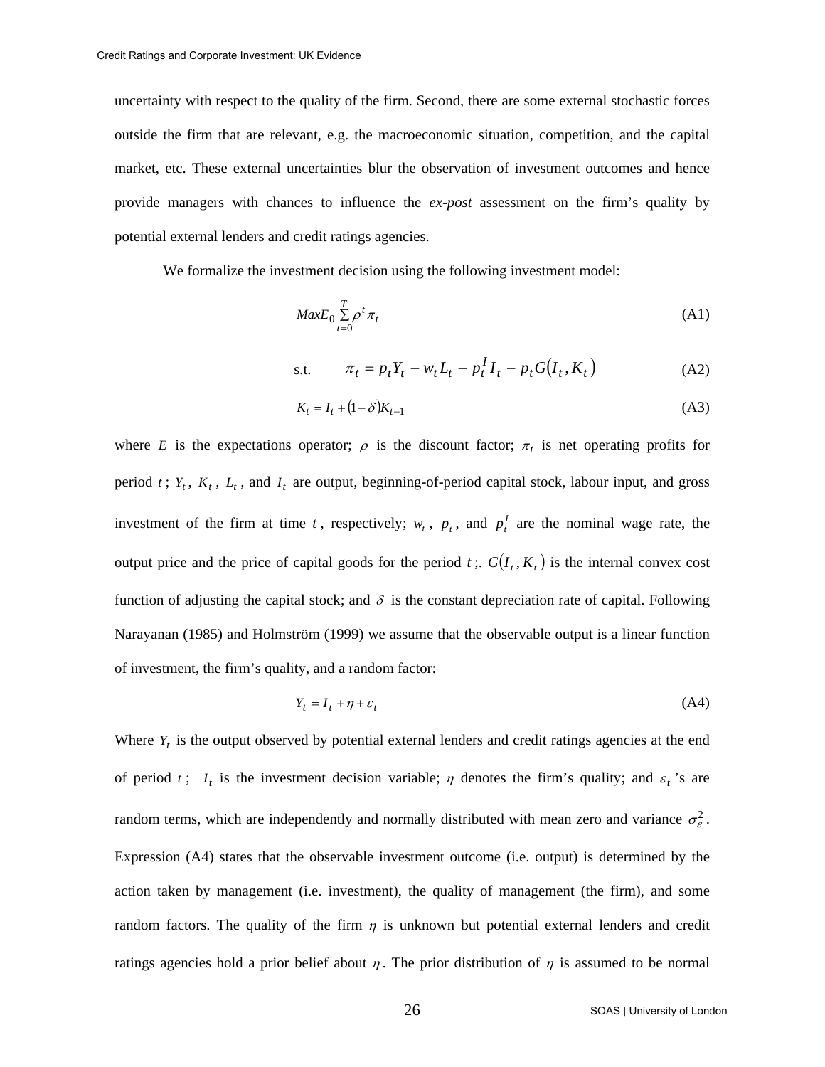uncertainty with respect to the quality of the firm. Second, there are some external stochastic forces outside the firm that are relevant, e.g. the macroeconomic situation, competition, and the capital market, etc. These external uncertainties blur the observation of investment outcomes and hence provide managers with chances to influence the *ex-post* assessment on the firm's quality by potential external lenders and credit ratings agencies.

We formalize the investment decision using the following investment model:

$$Max E_0 \sum_{t=0}^{T} \rho^t \pi_t \tag{A1}$$

$$\text{s.t.} \qquad \pi_t = p_t Y_t - w_t L_t - p_t^I I_t - p_t G(I_t, K_t) \tag{A2}$$

$$K_t = I_t + (1-\delta) K_{t-1} \tag{A3}$$

where $E$ is the expectations operator; $\rho$ is the discount factor; $\pi_t$ is net operating profits for period $t$; $Y_t$, $K_t$, $L_t$, and $I_t$ are output, beginning-of-period capital stock, labour input, and gross investment of the firm at time $t$, respectively; $w_t$, $p_t$, and $p_t^I$ are the nominal wage rate, the output price and the price of capital goods for the period $t$;. $G(I_t, K_t)$ is the internal convex cost function of adjusting the capital stock; and $\delta$ is the constant depreciation rate of capital. Following Narayanan (1985) and Holmström (1999) we assume that the observable output is a linear function of investment, the firm's quality, and a random factor:

$$Y_t = I_t + \eta + \varepsilon_t \tag{A4}$$

Where $Y_t$ is the output observed by potential external lenders and credit ratings agencies at the end of period $t$; $I_t$ is the investment decision variable; $\eta$ denotes the firm's quality; and $\varepsilon_t$'s are random terms, which are independently and normally distributed with mean zero and variance $\sigma_\varepsilon^2$. Expression (A4) states that the observable investment outcome (i.e. output) is determined by the action taken by management (i.e. investment), the quality of management (the firm), and some random factors. The quality of the firm $\eta$ is unknown but potential external lenders and credit ratings agencies hold a prior belief about $\eta$. The prior distribution of $\eta$ is assumed to be normal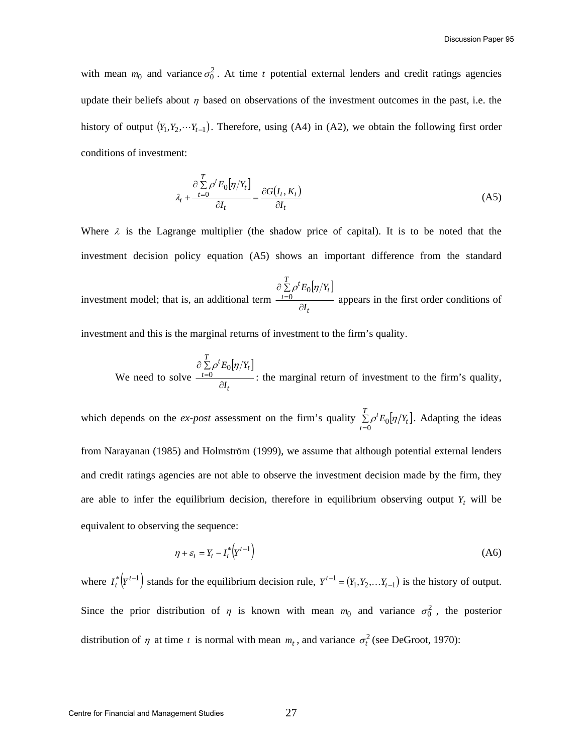with mean $m_0$ and variance $\sigma_0^2$. At time $t$ potential external lenders and credit ratings agencies update their beliefs about $\eta$ based on observations of the investment outcomes in the past, i.e. the history of output $(Y_1, Y_2, \cdots Y_{t-1})$. Therefore, using (A4) in (A2), we obtain the following first order conditions of investment:

$$\lambda_t + \frac{\partial \sum_{t=0}^{T} \rho^t E_0[\eta / Y_t]}{\partial I_t} = \frac{\partial G(I_t, K_t)}{\partial I_t} \tag{A5}$$

Where $\lambda$ is the Lagrange multiplier (the shadow price of capital). It is to be noted that the investment decision policy equation (A5) shows an important difference from the standard investment model; that is, an additional term $\frac{\partial \sum_{t=0}^{T} \rho^t E_0[\eta / Y_t]}{\partial I_t}$ appears in the first order conditions of investment and this is the marginal returns of investment to the firm's quality.

We need to solve $\frac{\partial \sum_{t=0}^{T} \rho^t E_0[\eta / Y_t]}{\partial I_t}$: the marginal return of investment to the firm's quality, which depends on the *ex-post* assessment on the firm's quality $\sum_{t=0}^{T} \rho^t E_0[\eta / Y_t]$. Adapting the ideas from Narayanan (1985) and Holmström (1999), we assume that although potential external lenders and credit ratings agencies are not able to observe the investment decision made by the firm, they are able to infer the equilibrium decision, therefore in equilibrium observing output $Y_t$ will be equivalent to observing the sequence:

$$\eta + \varepsilon_t = Y_t - I_t^*\left(Y^{t-1}\right) \tag{A6}$$

where $I_t^*\left(Y^{t-1}\right)$ stands for the equilibrium decision rule, $Y^{t-1} = (Y_1, Y_2, \ldots Y_{t-1})$ is the history of output. Since the prior distribution of $\eta$ is known with mean $m_0$ and variance $\sigma_0^2$, the posterior distribution of $\eta$ at time $t$ is normal with mean $m_t$, and variance $\sigma_t^2$ (see DeGroot, 1970):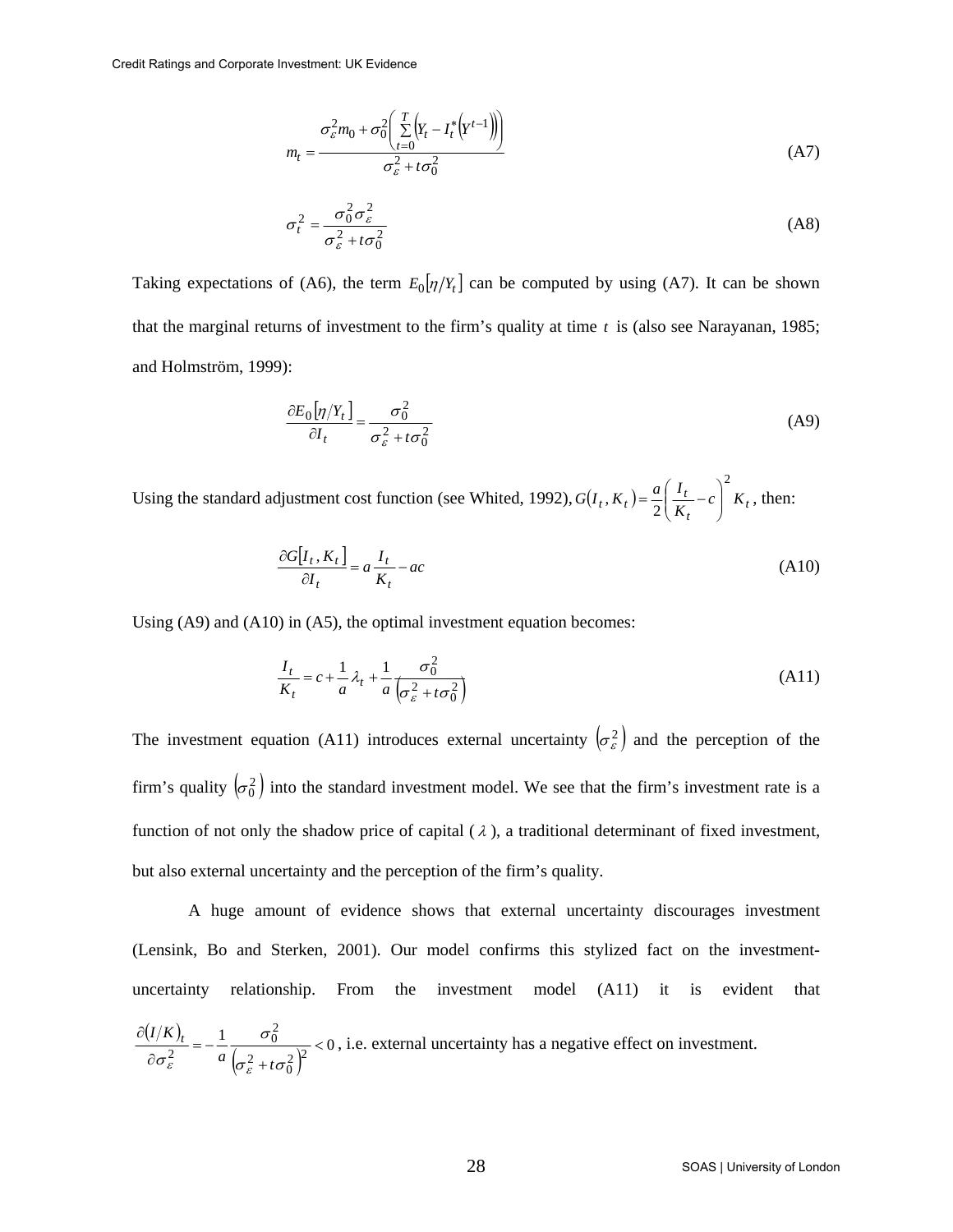$$m_t = \frac{\sigma_\varepsilon^2 m_0 + \sigma_0^2 \left( \sum_{t=0}^{T} \left( Y_t - I_t^* \left( Y^{t-1} \right) \right) \right)}{\sigma_\varepsilon^2 + t\sigma_0^2} \tag{A7}$$

$$\sigma_t^2 = \frac{\sigma_0^2 \sigma_\varepsilon^2}{\sigma_\varepsilon^2 + t\sigma_0^2} \tag{A8}$$

Taking expectations of (A6), the term $E_0[\eta/Y_t]$ can be computed by using (A7). It can be shown that the marginal returns of investment to the firm's quality at time $t$ is (also see Narayanan, 1985; and Holmström, 1999):

$$\frac{\partial E_0[\eta/Y_t]}{\partial I_t} = \frac{\sigma_0^2}{\sigma_\varepsilon^2 + t\sigma_0^2} \tag{A9}$$

Using the standard adjustment cost function (see Whited, 1992), $G(I_t, K_t) = \frac{a}{2}\left( \frac{I_t}{K_t} - c \right)^2 K_t$, then:

$$\frac{\partial G[I_t, K_t]}{\partial I_t} = a\frac{I_t}{K_t} - ac \tag{A10}$$

Using (A9) and (A10) in (A5), the optimal investment equation becomes:

$$\frac{I_t}{K_t} = c + \frac{1}{a}\lambda_t + \frac{1}{a}\frac{\sigma_0^2}{\left(\sigma_\varepsilon^2 + t\sigma_0^2\right)} \tag{A11}$$

The investment equation (A11) introduces external uncertainty $\left(\sigma_\varepsilon^2\right)$ and the perception of the firm's quality $\left(\sigma_0^2\right)$ into the standard investment model. We see that the firm's investment rate is a function of not only the shadow price of capital ($\lambda$), a traditional determinant of fixed investment, but also external uncertainty and the perception of the firm's quality.

A huge amount of evidence shows that external uncertainty discourages investment (Lensink, Bo and Sterken, 2001). Our model confirms this stylized fact on the investment-uncertainty relationship. From the investment model (A11) it is evident that $\frac{\partial (I/K)_t}{\partial \sigma_\varepsilon^2} = -\frac{1}{a}\frac{\sigma_0^2}{\left(\sigma_\varepsilon^2 + t\sigma_0^2\right)^2} < 0$, i.e. external uncertainty has a negative effect on investment.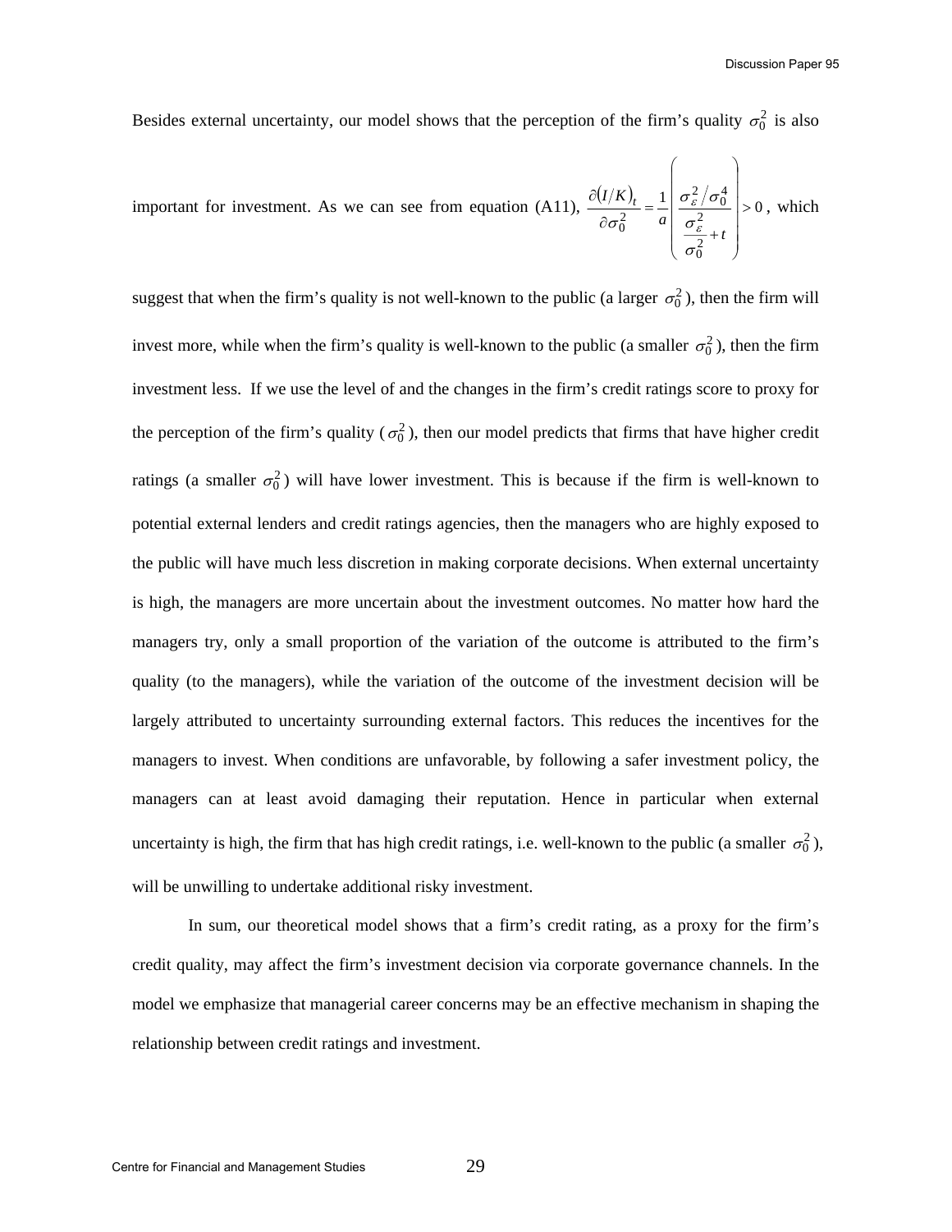Besides external uncertainty, our model shows that the perception of the firm's quality $\sigma_0^2$ is also important for investment. As we can see from equation (A11), $\dfrac{\partial (I/K)_t}{\partial \sigma_0^2} = \dfrac{1}{a}\left(\dfrac{\sigma_\varepsilon^2 / \sigma_0^4}{\dfrac{\sigma_\varepsilon^2}{\sigma_0^2} + t}\right) > 0$, which suggest that when the firm's quality is not well-known to the public (a larger $\sigma_0^2$), then the firm will invest more, while when the firm's quality is well-known to the public (a smaller $\sigma_0^2$), then the firm investment less. If we use the level of and the changes in the firm's credit ratings score to proxy for the perception of the firm's quality ($\sigma_0^2$), then our model predicts that firms that have higher credit ratings (a smaller $\sigma_0^2$) will have lower investment. This is because if the firm is well-known to potential external lenders and credit ratings agencies, then the managers who are highly exposed to the public will have much less discretion in making corporate decisions. When external uncertainty is high, the managers are more uncertain about the investment outcomes. No matter how hard the managers try, only a small proportion of the variation of the outcome is attributed to the firm's quality (to the managers), while the variation of the outcome of the investment decision will be largely attributed to uncertainty surrounding external factors. This reduces the incentives for the managers to invest. When conditions are unfavorable, by following a safer investment policy, the managers can at least avoid damaging their reputation. Hence in particular when external uncertainty is high, the firm that has high credit ratings, i.e. well-known to the public (a smaller $\sigma_0^2$), will be unwilling to undertake additional risky investment.

In sum, our theoretical model shows that a firm's credit rating, as a proxy for the firm's credit quality, may affect the firm's investment decision via corporate governance channels. In the model we emphasize that managerial career concerns may be an effective mechanism in shaping the relationship between credit ratings and investment.